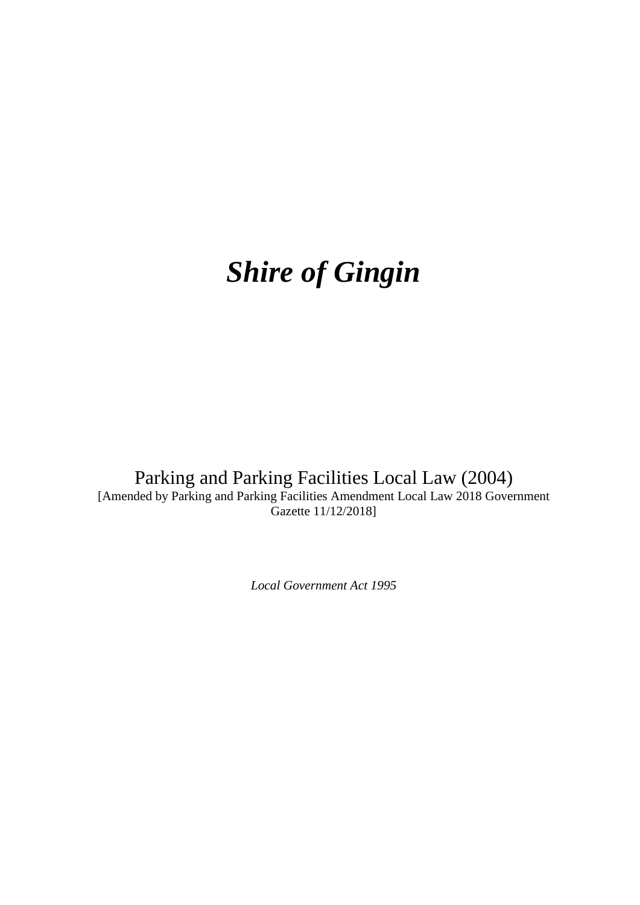# *Shire of Gingin*

Parking and Parking Facilities Local Law (2004)
[Amended by Parking and Parking Facilities Amendment Local Law 2018 Government Gazette 11/12/2018]

*Local Government Act 1995*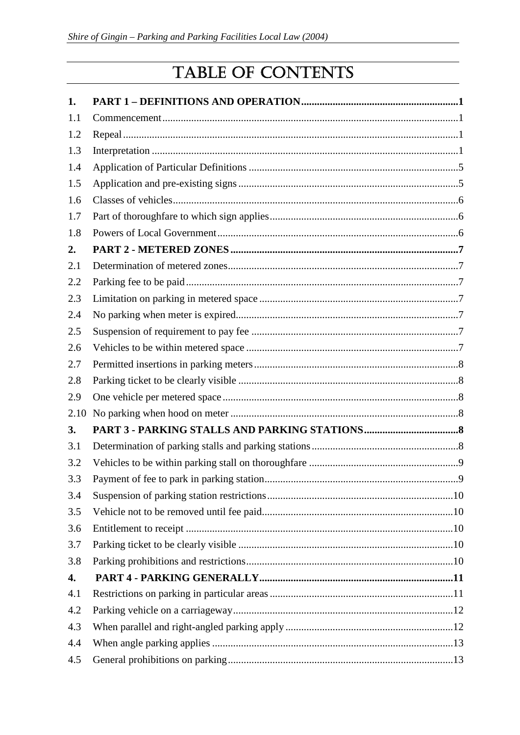# TABLE OF CONTENTS

| | | |
|---|---|---|
| **1.** | **PART 1 – DEFINITIONS AND OPERATION** | **1** |
| 1.1 | Commencement | 1 |
| 1.2 | Repeal | 1 |
| 1.3 | Interpretation | 1 |
| 1.4 | Application of Particular Definitions | 5 |
| 1.5 | Application and pre-existing signs | 5 |
| 1.6 | Classes of vehicles | 6 |
| 1.7 | Part of thoroughfare to which sign applies | 6 |
| 1.8 | Powers of Local Government | 6 |
| **2.** | **PART 2 - METERED ZONES** | **7** |
| 2.1 | Determination of metered zones | 7 |
| 2.2 | Parking fee to be paid | 7 |
| 2.3 | Limitation on parking in metered space | 7 |
| 2.4 | No parking when meter is expired | 7 |
| 2.5 | Suspension of requirement to pay fee | 7 |
| 2.6 | Vehicles to be within metered space | 7 |
| 2.7 | Permitted insertions in parking meters | 8 |
| 2.8 | Parking ticket to be clearly visible | 8 |
| 2.9 | One vehicle per metered space | 8 |
| 2.10 | No parking when hood on meter | 8 |
| **3.** | **PART 3 - PARKING STALLS AND PARKING STATIONS** | **8** |
| 3.1 | Determination of parking stalls and parking stations | 8 |
| 3.2 | Vehicles to be within parking stall on thoroughfare | 9 |
| 3.3 | Payment of fee to park in parking station | 9 |
| 3.4 | Suspension of parking station restrictions | 10 |
| 3.5 | Vehicle not to be removed until fee paid | 10 |
| 3.6 | Entitlement to receipt | 10 |
| 3.7 | Parking ticket to be clearly visible | 10 |
| 3.8 | Parking prohibitions and restrictions | 10 |
| **4.** | **PART 4 - PARKING GENERALLY** | **11** |
| 4.1 | Restrictions on parking in particular areas | 11 |
| 4.2 | Parking vehicle on a carriageway | 12 |
| 4.3 | When parallel and right-angled parking apply | 12 |
| 4.4 | When angle parking applies | 13 |
| 4.5 | General prohibitions on parking | 13 |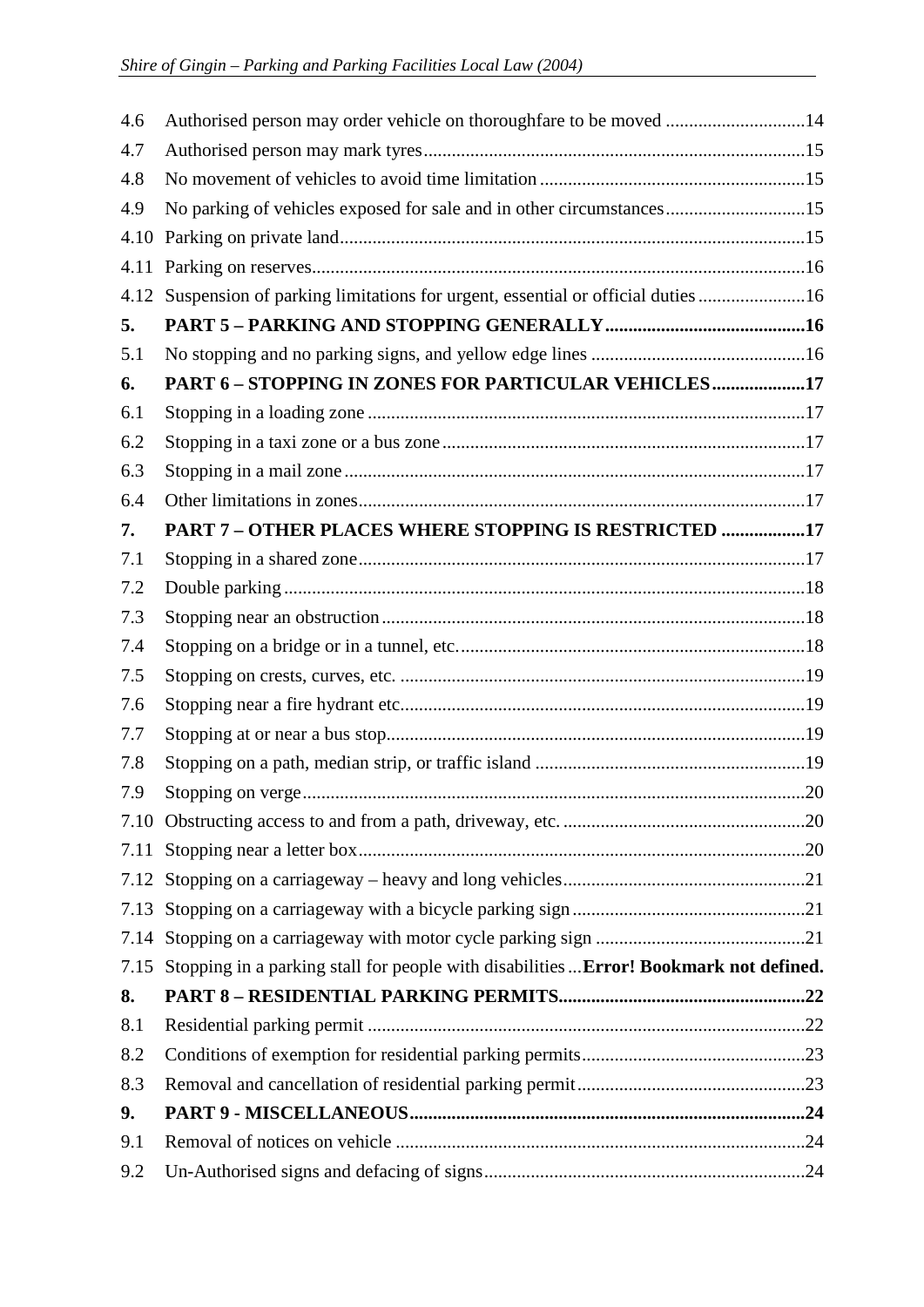| | | |
|---|---|---|
| 4.6 | Authorised person may order vehicle on thoroughfare to be moved | 14 |
| 4.7 | Authorised person may mark tyres | 15 |
| 4.8 | No movement of vehicles to avoid time limitation | 15 |
| 4.9 | No parking of vehicles exposed for sale and in other circumstances | 15 |
| 4.10 | Parking on private land | 15 |
| 4.11 | Parking on reserves | 16 |
| 4.12 | Suspension of parking limitations for urgent, essential or official duties | 16 |
| **5.** | **PART 5 – PARKING AND STOPPING GENERALLY** | **16** |
| 5.1 | No stopping and no parking signs, and yellow edge lines | 16 |
| **6.** | **PART 6 – STOPPING IN ZONES FOR PARTICULAR VEHICLES** | **17** |
| 6.1 | Stopping in a loading zone | 17 |
| 6.2 | Stopping in a taxi zone or a bus zone | 17 |
| 6.3 | Stopping in a mail zone | 17 |
| 6.4 | Other limitations in zones | 17 |
| **7.** | **PART 7 – OTHER PLACES WHERE STOPPING IS RESTRICTED** | **17** |
| 7.1 | Stopping in a shared zone | 17 |
| 7.2 | Double parking | 18 |
| 7.3 | Stopping near an obstruction | 18 |
| 7.4 | Stopping on a bridge or in a tunnel, etc. | 18 |
| 7.5 | Stopping on crests, curves, etc. | 19 |
| 7.6 | Stopping near a fire hydrant etc. | 19 |
| 7.7 | Stopping at or near a bus stop | 19 |
| 7.8 | Stopping on a path, median strip, or traffic island | 19 |
| 7.9 | Stopping on verge | 20 |
| 7.10 | Obstructing access to and from a path, driveway, etc. | 20 |
| 7.11 | Stopping near a letter box | 20 |
| 7.12 | Stopping on a carriageway – heavy and long vehicles | 21 |
| 7.13 | Stopping on a carriageway with a bicycle parking sign | 21 |
| 7.14 | Stopping on a carriageway with motor cycle parking sign | 21 |
| 7.15 | Stopping in a parking stall for people with disabilities | **Error! Bookmark not defined.** |
| **8.** | **PART 8 – RESIDENTIAL PARKING PERMITS** | **22** |
| 8.1 | Residential parking permit | 22 |
| 8.2 | Conditions of exemption for residential parking permits | 23 |
| 8.3 | Removal and cancellation of residential parking permit | 23 |
| **9.** | **PART 9 - MISCELLANEOUS** | **24** |
| 9.1 | Removal of notices on vehicle | 24 |
| 9.2 | Un-Authorised signs and defacing of signs | 24 |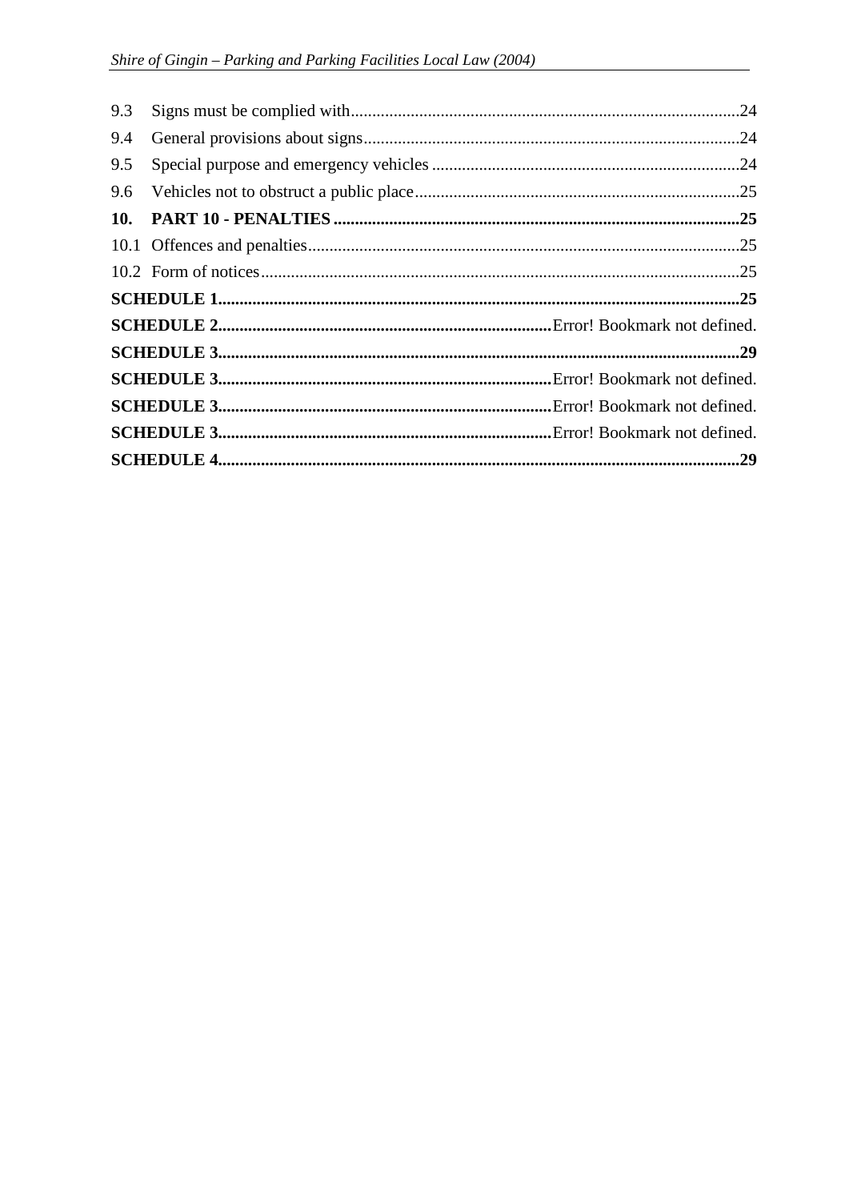9.3 Signs must be complied with..........24

9.4 General provisions about signs..........24

9.5 Special purpose and emergency vehicles..........24

9.6 Vehicles not to obstruct a public place..........25

**10. PART 10 - PENALTIES..........25**

10.1 Offences and penalties..........25

10.2 Form of notices..........25

**SCHEDULE 1..........25**

**SCHEDULE 2..........**Error! Bookmark not defined.

**SCHEDULE 3..........29**

**SCHEDULE 3..........**Error! Bookmark not defined.

**SCHEDULE 3..........**Error! Bookmark not defined.

**SCHEDULE 3..........**Error! Bookmark not defined.

**SCHEDULE 4..........29**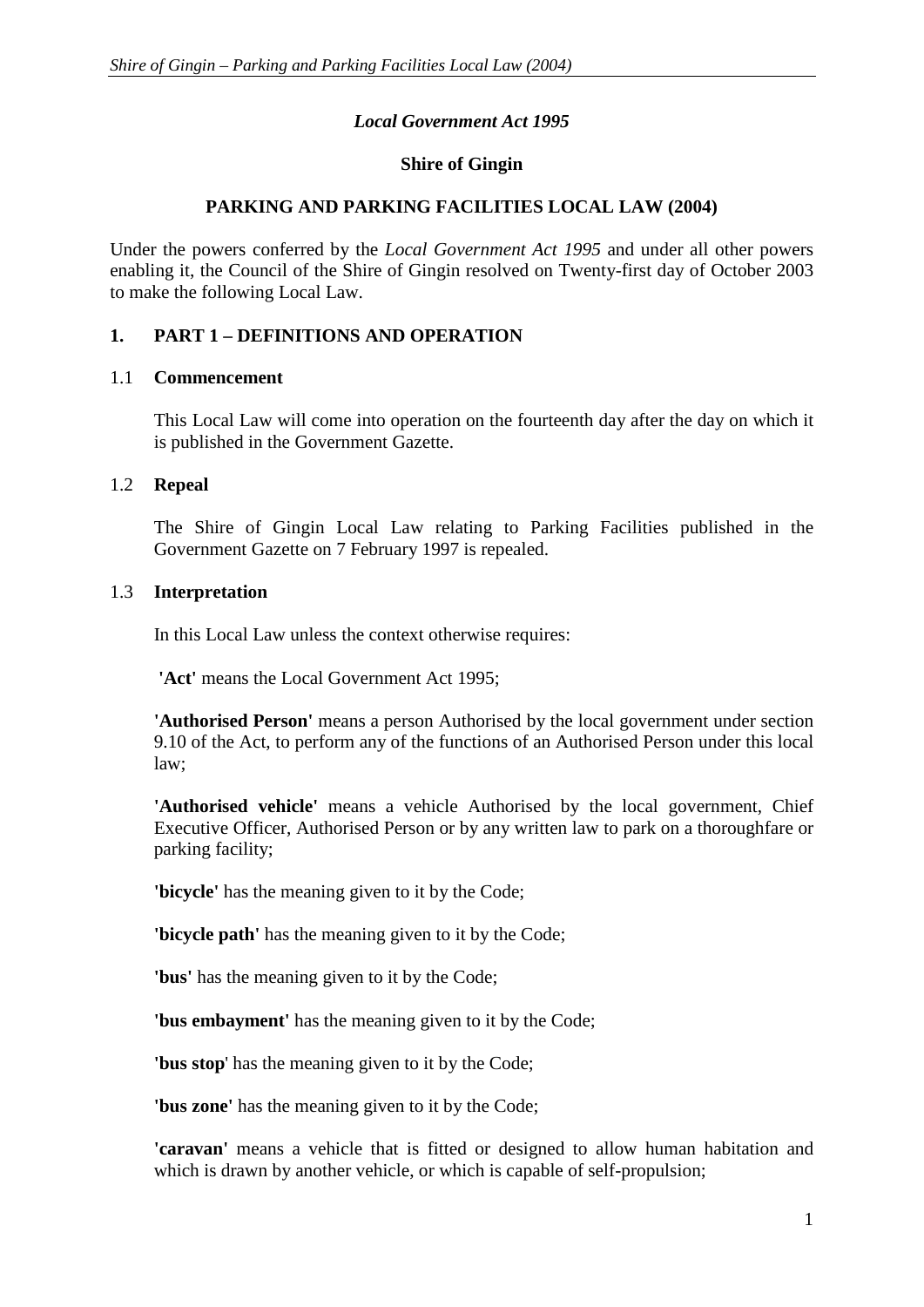*Local Government Act 1995*

**Shire of Gingin**

**PARKING AND PARKING FACILITIES LOCAL LAW (2004)**

Under the powers conferred by the *Local Government Act 1995* and under all other powers enabling it, the Council of the Shire of Gingin resolved on Twenty-first day of October 2003 to make the following Local Law.

## 1. PART 1 – DEFINITIONS AND OPERATION

### 1.1 Commencement

This Local Law will come into operation on the fourteenth day after the day on which it is published in the Government Gazette.

### 1.2 Repeal

The Shire of Gingin Local Law relating to Parking Facilities published in the Government Gazette on 7 February 1997 is repealed.

### 1.3 Interpretation

In this Local Law unless the context otherwise requires:

**'Act'** means the Local Government Act 1995;

**'Authorised Person'** means a person Authorised by the local government under section 9.10 of the Act, to perform any of the functions of an Authorised Person under this local law;

**'Authorised vehicle'** means a vehicle Authorised by the local government, Chief Executive Officer, Authorised Person or by any written law to park on a thoroughfare or parking facility;

**'bicycle'** has the meaning given to it by the Code;

**'bicycle path'** has the meaning given to it by the Code;

**'bus'** has the meaning given to it by the Code;

**'bus embayment'** has the meaning given to it by the Code;

**'bus stop'** has the meaning given to it by the Code;

**'bus zone'** has the meaning given to it by the Code;

**'caravan'** means a vehicle that is fitted or designed to allow human habitation and which is drawn by another vehicle, or which is capable of self-propulsion;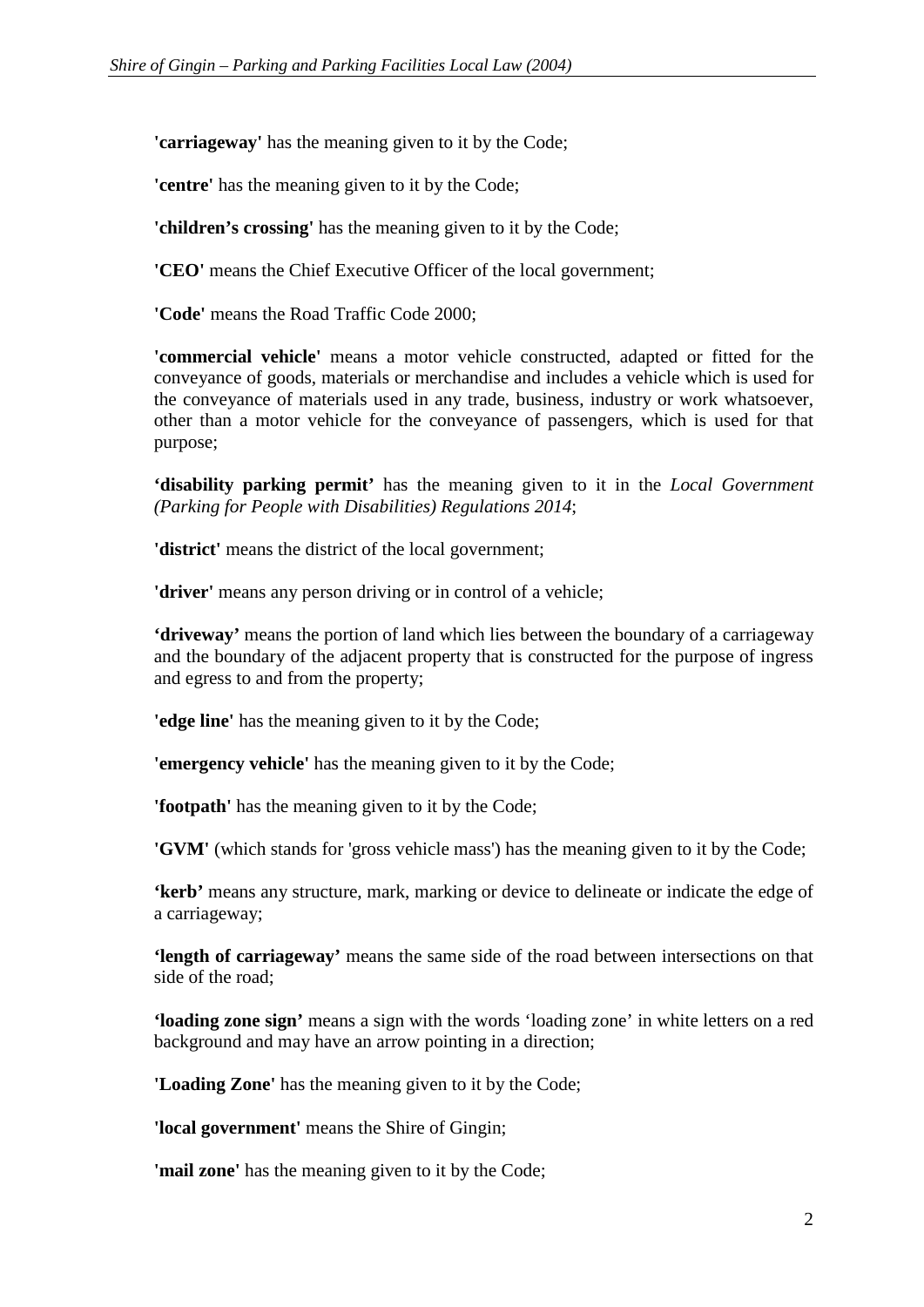**'carriageway'** has the meaning given to it by the Code;

**'centre'** has the meaning given to it by the Code;

**'children's crossing'** has the meaning given to it by the Code;

**'CEO'** means the Chief Executive Officer of the local government;

**'Code'** means the Road Traffic Code 2000;

**'commercial vehicle'** means a motor vehicle constructed, adapted or fitted for the conveyance of goods, materials or merchandise and includes a vehicle which is used for the conveyance of materials used in any trade, business, industry or work whatsoever, other than a motor vehicle for the conveyance of passengers, which is used for that purpose;

**'disability parking permit'** has the meaning given to it in the *Local Government (Parking for People with Disabilities) Regulations 2014*;

**'district'** means the district of the local government;

**'driver'** means any person driving or in control of a vehicle;

**'driveway'** means the portion of land which lies between the boundary of a carriageway and the boundary of the adjacent property that is constructed for the purpose of ingress and egress to and from the property;

**'edge line'** has the meaning given to it by the Code;

**'emergency vehicle'** has the meaning given to it by the Code;

**'footpath'** has the meaning given to it by the Code;

**'GVM'** (which stands for 'gross vehicle mass') has the meaning given to it by the Code;

**'kerb'** means any structure, mark, marking or device to delineate or indicate the edge of a carriageway;

**'length of carriageway'** means the same side of the road between intersections on that side of the road;

**'loading zone sign'** means a sign with the words 'loading zone' in white letters on a red background and may have an arrow pointing in a direction;

**'Loading Zone'** has the meaning given to it by the Code;

**'local government'** means the Shire of Gingin;

**'mail zone'** has the meaning given to it by the Code;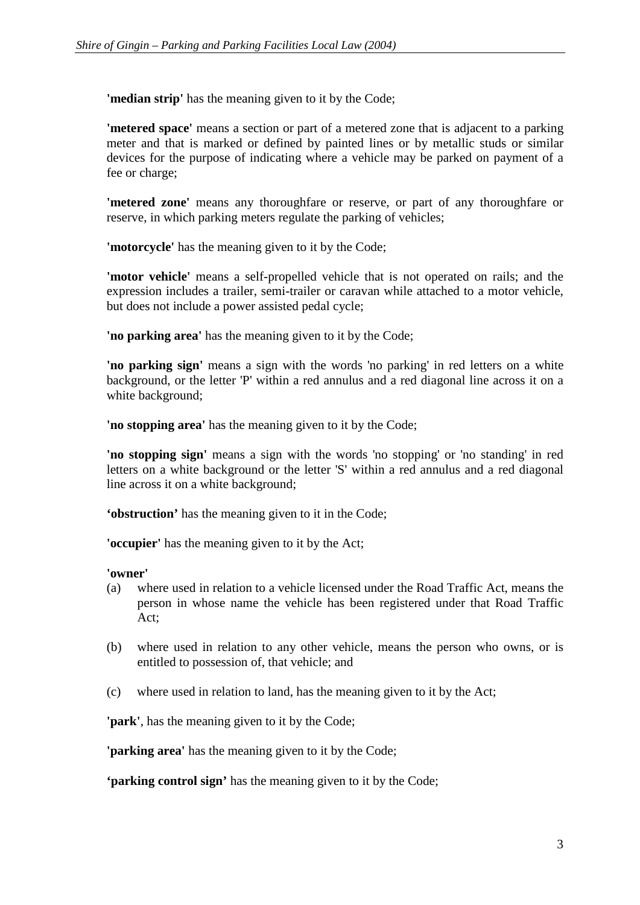**'median strip'** has the meaning given to it by the Code;

**'metered space'** means a section or part of a metered zone that is adjacent to a parking meter and that is marked or defined by painted lines or by metallic studs or similar devices for the purpose of indicating where a vehicle may be parked on payment of a fee or charge;

**'metered zone'** means any thoroughfare or reserve, or part of any thoroughfare or reserve, in which parking meters regulate the parking of vehicles;

**'motorcycle'** has the meaning given to it by the Code;

**'motor vehicle'** means a self-propelled vehicle that is not operated on rails; and the expression includes a trailer, semi-trailer or caravan while attached to a motor vehicle, but does not include a power assisted pedal cycle;

**'no parking area'** has the meaning given to it by the Code;

**'no parking sign'** means a sign with the words 'no parking' in red letters on a white background, or the letter 'P' within a red annulus and a red diagonal line across it on a white background;

**'no stopping area'** has the meaning given to it by the Code;

**'no stopping sign'** means a sign with the words 'no stopping' or 'no standing' in red letters on a white background or the letter 'S' within a red annulus and a red diagonal line across it on a white background;

**'obstruction'** has the meaning given to it in the Code;

**'occupier'** has the meaning given to it by the Act;

**'owner'**

(a) where used in relation to a vehicle licensed under the Road Traffic Act, means the person in whose name the vehicle has been registered under that Road Traffic Act;

(b) where used in relation to any other vehicle, means the person who owns, or is entitled to possession of, that vehicle; and

(c) where used in relation to land, has the meaning given to it by the Act;

**'park'**, has the meaning given to it by the Code;

**'parking area'** has the meaning given to it by the Code;

**'parking control sign'** has the meaning given to it by the Code;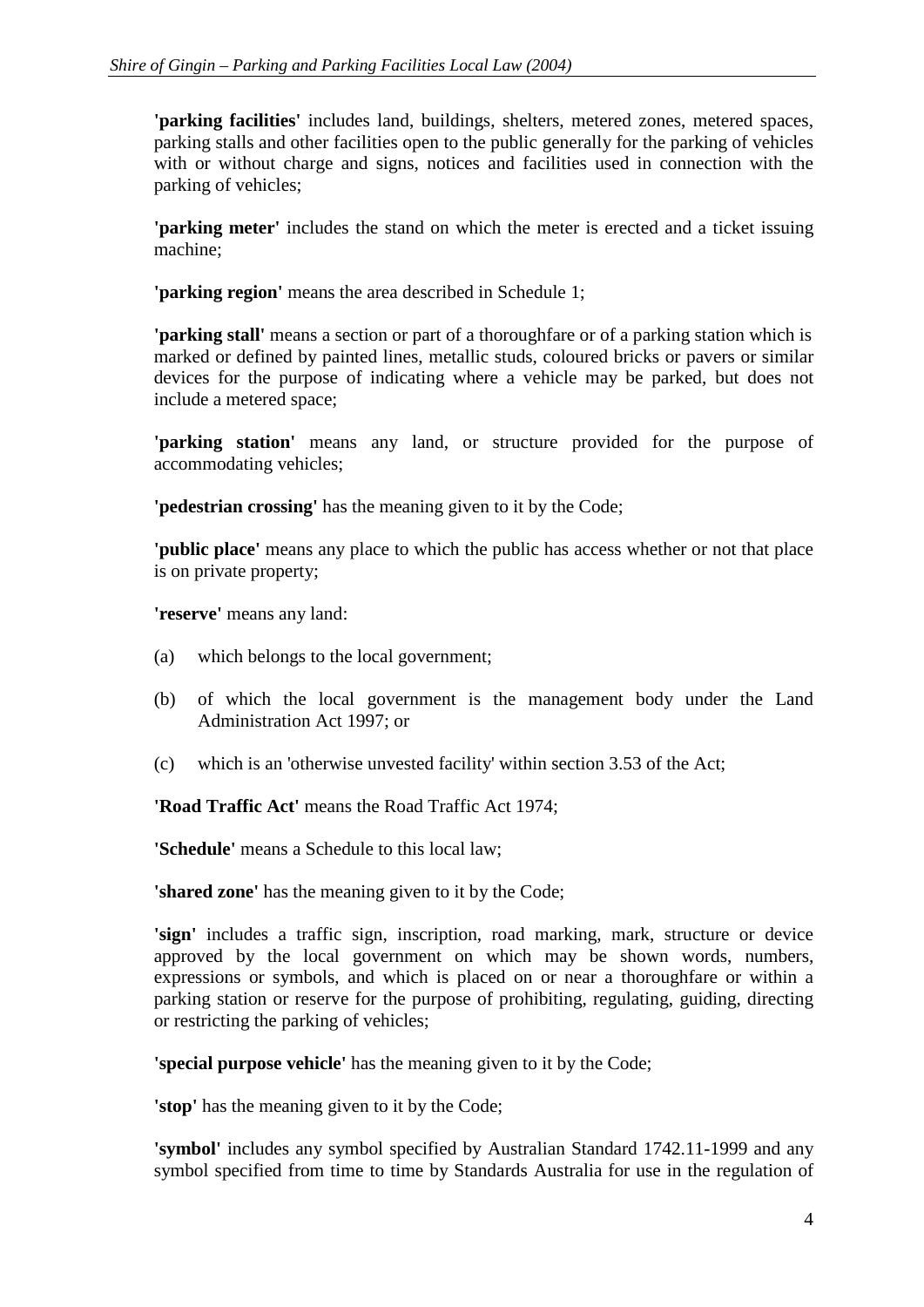**'parking facilities'** includes land, buildings, shelters, metered zones, metered spaces, parking stalls and other facilities open to the public generally for the parking of vehicles with or without charge and signs, notices and facilities used in connection with the parking of vehicles;

**'parking meter'** includes the stand on which the meter is erected and a ticket issuing machine;

**'parking region'** means the area described in Schedule 1;

**'parking stall'** means a section or part of a thoroughfare or of a parking station which is marked or defined by painted lines, metallic studs, coloured bricks or pavers or similar devices for the purpose of indicating where a vehicle may be parked, but does not include a metered space;

**'parking station'** means any land, or structure provided for the purpose of accommodating vehicles;

**'pedestrian crossing'** has the meaning given to it by the Code;

**'public place'** means any place to which the public has access whether or not that place is on private property;

**'reserve'** means any land:

(a) which belongs to the local government;

(b) of which the local government is the management body under the Land Administration Act 1997; or

(c) which is an 'otherwise unvested facility' within section 3.53 of the Act;

**'Road Traffic Act'** means the Road Traffic Act 1974;

**'Schedule'** means a Schedule to this local law;

**'shared zone'** has the meaning given to it by the Code;

**'sign'** includes a traffic sign, inscription, road marking, mark, structure or device approved by the local government on which may be shown words, numbers, expressions or symbols, and which is placed on or near a thoroughfare or within a parking station or reserve for the purpose of prohibiting, regulating, guiding, directing or restricting the parking of vehicles;

**'special purpose vehicle'** has the meaning given to it by the Code;

**'stop'** has the meaning given to it by the Code;

**'symbol'** includes any symbol specified by Australian Standard 1742.11-1999 and any symbol specified from time to time by Standards Australia for use in the regulation of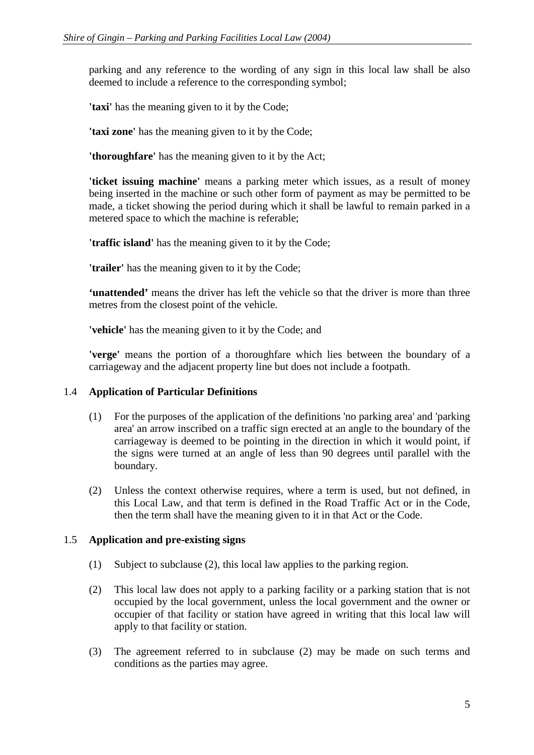parking and any reference to the wording of any sign in this local law shall be also deemed to include a reference to the corresponding symbol;

**'taxi'** has the meaning given to it by the Code;

**'taxi zone'** has the meaning given to it by the Code;

**'thoroughfare'** has the meaning given to it by the Act;

**'ticket issuing machine'** means a parking meter which issues, as a result of money being inserted in the machine or such other form of payment as may be permitted to be made, a ticket showing the period during which it shall be lawful to remain parked in a metered space to which the machine is referable;

**'traffic island'** has the meaning given to it by the Code;

**'trailer'** has the meaning given to it by the Code;

**'unattended'** means the driver has left the vehicle so that the driver is more than three metres from the closest point of the vehicle.

**'vehicle'** has the meaning given to it by the Code; and

**'verge'** means the portion of a thoroughfare which lies between the boundary of a carriageway and the adjacent property line but does not include a footpath.

### 1.4 Application of Particular Definitions

(1) For the purposes of the application of the definitions 'no parking area' and 'parking area' an arrow inscribed on a traffic sign erected at an angle to the boundary of the carriageway is deemed to be pointing in the direction in which it would point, if the signs were turned at an angle of less than 90 degrees until parallel with the boundary.

(2) Unless the context otherwise requires, where a term is used, but not defined, in this Local Law, and that term is defined in the Road Traffic Act or in the Code, then the term shall have the meaning given to it in that Act or the Code.

### 1.5 Application and pre-existing signs

(1) Subject to subclause (2), this local law applies to the parking region.

(2) This local law does not apply to a parking facility or a parking station that is not occupied by the local government, unless the local government and the owner or occupier of that facility or station have agreed in writing that this local law will apply to that facility or station.

(3) The agreement referred to in subclause (2) may be made on such terms and conditions as the parties may agree.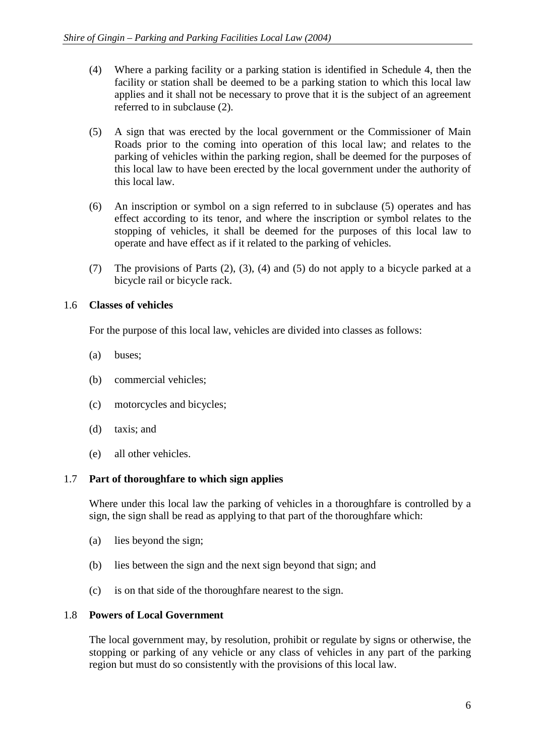(4) Where a parking facility or a parking station is identified in Schedule 4, then the facility or station shall be deemed to be a parking station to which this local law applies and it shall not be necessary to prove that it is the subject of an agreement referred to in subclause (2).

(5) A sign that was erected by the local government or the Commissioner of Main Roads prior to the coming into operation of this local law; and relates to the parking of vehicles within the parking region, shall be deemed for the purposes of this local law to have been erected by the local government under the authority of this local law.

(6) An inscription or symbol on a sign referred to in subclause (5) operates and has effect according to its tenor, and where the inscription or symbol relates to the stopping of vehicles, it shall be deemed for the purposes of this local law to operate and have effect as if it related to the parking of vehicles.

(7) The provisions of Parts (2), (3), (4) and (5) do not apply to a bicycle parked at a bicycle rail or bicycle rack.

### 1.6 Classes of vehicles

For the purpose of this local law, vehicles are divided into classes as follows:

(a) buses;

(b) commercial vehicles;

(c) motorcycles and bicycles;

(d) taxis; and

(e) all other vehicles.

### 1.7 Part of thoroughfare to which sign applies

Where under this local law the parking of vehicles in a thoroughfare is controlled by a sign, the sign shall be read as applying to that part of the thoroughfare which:

(a) lies beyond the sign;

(b) lies between the sign and the next sign beyond that sign; and

(c) is on that side of the thoroughfare nearest to the sign.

### 1.8 Powers of Local Government

The local government may, by resolution, prohibit or regulate by signs or otherwise, the stopping or parking of any vehicle or any class of vehicles in any part of the parking region but must do so consistently with the provisions of this local law.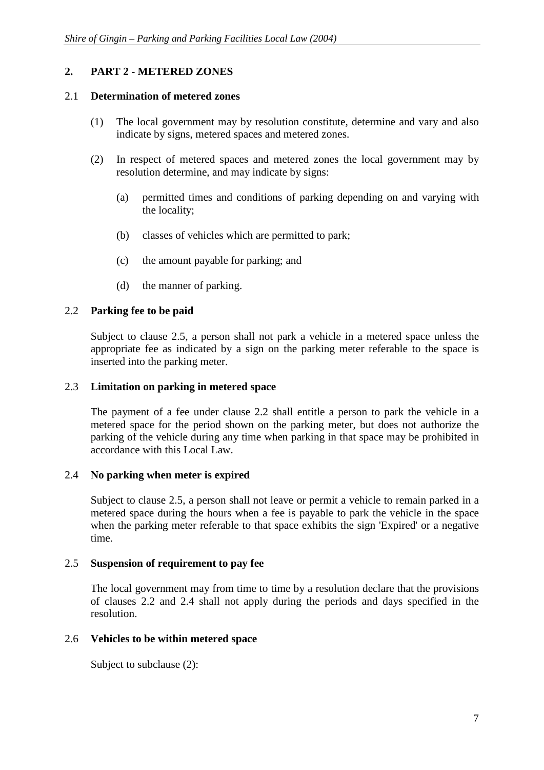## 2. PART 2 - METERED ZONES

### 2.1 Determination of metered zones

(1) The local government may by resolution constitute, determine and vary and also indicate by signs, metered spaces and metered zones.

(2) In respect of metered spaces and metered zones the local government may by resolution determine, and may indicate by signs:

(a) permitted times and conditions of parking depending on and varying with the locality;

(b) classes of vehicles which are permitted to park;

(c) the amount payable for parking; and

(d) the manner of parking.

### 2.2 Parking fee to be paid

Subject to clause 2.5, a person shall not park a vehicle in a metered space unless the appropriate fee as indicated by a sign on the parking meter referable to the space is inserted into the parking meter.

### 2.3 Limitation on parking in metered space

The payment of a fee under clause 2.2 shall entitle a person to park the vehicle in a metered space for the period shown on the parking meter, but does not authorize the parking of the vehicle during any time when parking in that space may be prohibited in accordance with this Local Law.

### 2.4 No parking when meter is expired

Subject to clause 2.5, a person shall not leave or permit a vehicle to remain parked in a metered space during the hours when a fee is payable to park the vehicle in the space when the parking meter referable to that space exhibits the sign 'Expired' or a negative time.

### 2.5 Suspension of requirement to pay fee

The local government may from time to time by a resolution declare that the provisions of clauses 2.2 and 2.4 shall not apply during the periods and days specified in the resolution.

### 2.6 Vehicles to be within metered space

Subject to subclause (2):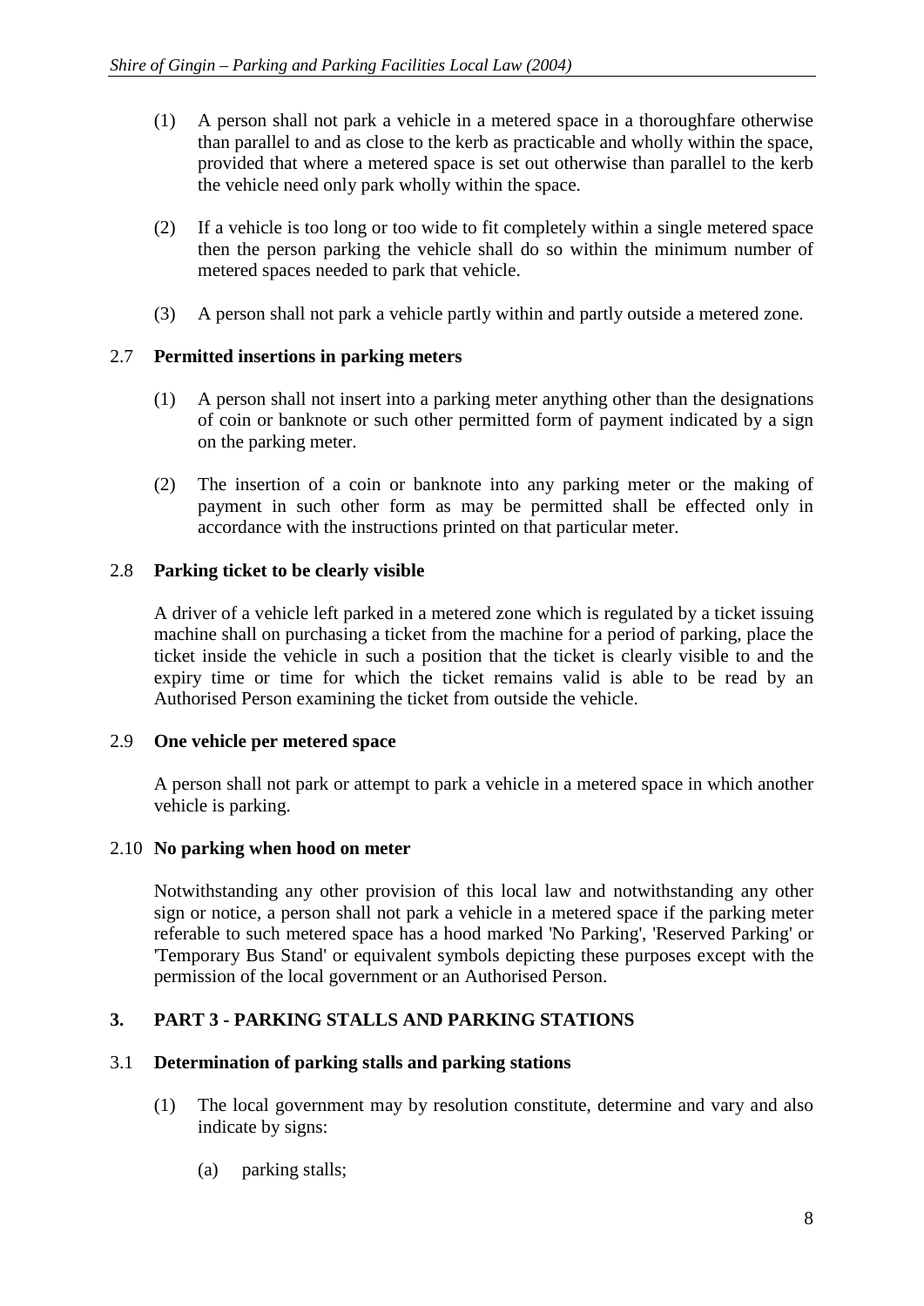(1) A person shall not park a vehicle in a metered space in a thoroughfare otherwise than parallel to and as close to the kerb as practicable and wholly within the space, provided that where a metered space is set out otherwise than parallel to the kerb the vehicle need only park wholly within the space.

(2) If a vehicle is too long or too wide to fit completely within a single metered space then the person parking the vehicle shall do so within the minimum number of metered spaces needed to park that vehicle.

(3) A person shall not park a vehicle partly within and partly outside a metered zone.

### 2.7 Permitted insertions in parking meters

(1) A person shall not insert into a parking meter anything other than the designations of coin or banknote or such other permitted form of payment indicated by a sign on the parking meter.

(2) The insertion of a coin or banknote into any parking meter or the making of payment in such other form as may be permitted shall be effected only in accordance with the instructions printed on that particular meter.

### 2.8 Parking ticket to be clearly visible

A driver of a vehicle left parked in a metered zone which is regulated by a ticket issuing machine shall on purchasing a ticket from the machine for a period of parking, place the ticket inside the vehicle in such a position that the ticket is clearly visible to and the expiry time or time for which the ticket remains valid is able to be read by an Authorised Person examining the ticket from outside the vehicle.

### 2.9 One vehicle per metered space

A person shall not park or attempt to park a vehicle in a metered space in which another vehicle is parking.

### 2.10 No parking when hood on meter

Notwithstanding any other provision of this local law and notwithstanding any other sign or notice, a person shall not park a vehicle in a metered space if the parking meter referable to such metered space has a hood marked 'No Parking', 'Reserved Parking' or 'Temporary Bus Stand' or equivalent symbols depicting these purposes except with the permission of the local government or an Authorised Person.

## 3. PART 3 - PARKING STALLS AND PARKING STATIONS

### 3.1 Determination of parking stalls and parking stations

(1) The local government may by resolution constitute, determine and vary and also indicate by signs:

(a) parking stalls;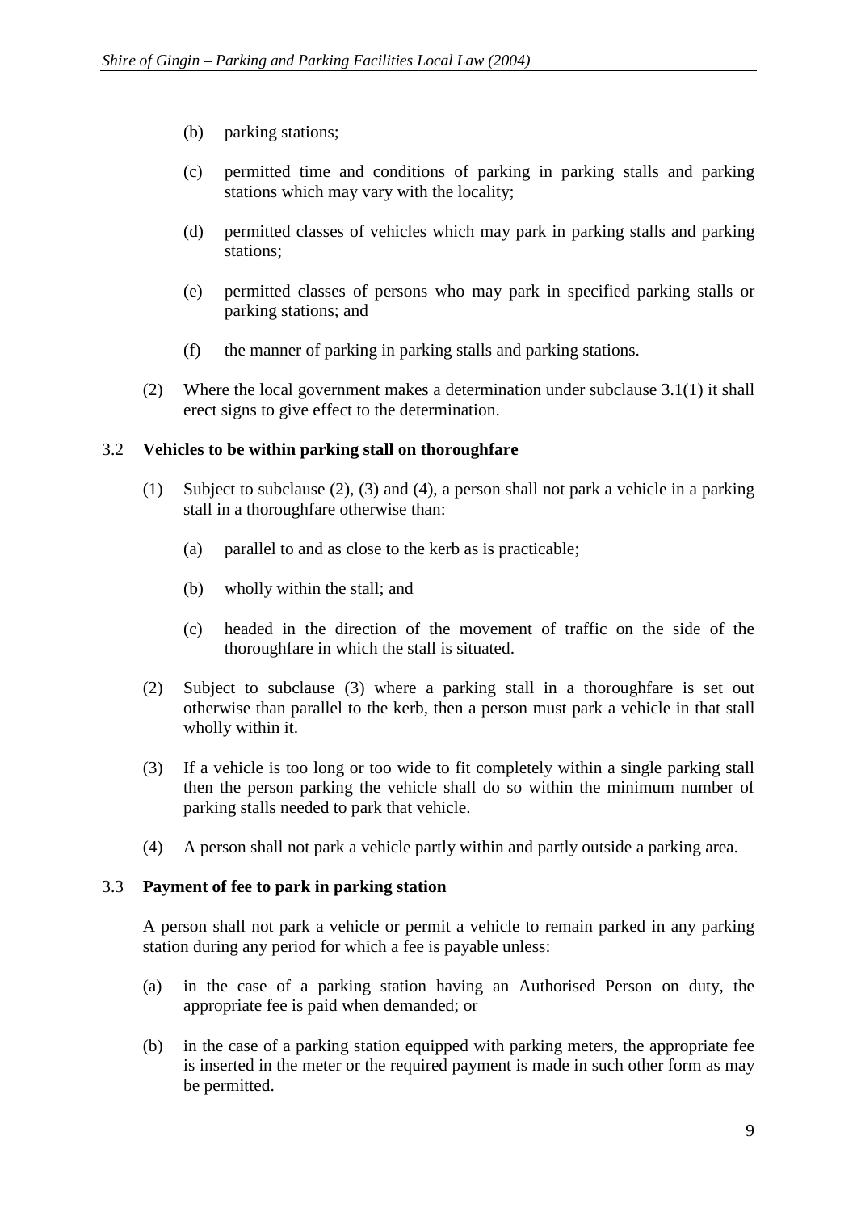(b) parking stations;

(c) permitted time and conditions of parking in parking stalls and parking stations which may vary with the locality;

(d) permitted classes of vehicles which may park in parking stalls and parking stations;

(e) permitted classes of persons who may park in specified parking stalls or parking stations; and

(f) the manner of parking in parking stalls and parking stations.

(2) Where the local government makes a determination under subclause 3.1(1) it shall erect signs to give effect to the determination.

### 3.2 Vehicles to be within parking stall on thoroughfare

(1) Subject to subclause (2), (3) and (4), a person shall not park a vehicle in a parking stall in a thoroughfare otherwise than:

(a) parallel to and as close to the kerb as is practicable;

(b) wholly within the stall; and

(c) headed in the direction of the movement of traffic on the side of the thoroughfare in which the stall is situated.

(2) Subject to subclause (3) where a parking stall in a thoroughfare is set out otherwise than parallel to the kerb, then a person must park a vehicle in that stall wholly within it.

(3) If a vehicle is too long or too wide to fit completely within a single parking stall then the person parking the vehicle shall do so within the minimum number of parking stalls needed to park that vehicle.

(4) A person shall not park a vehicle partly within and partly outside a parking area.

### 3.3 Payment of fee to park in parking station

A person shall not park a vehicle or permit a vehicle to remain parked in any parking station during any period for which a fee is payable unless:

(a) in the case of a parking station having an Authorised Person on duty, the appropriate fee is paid when demanded; or

(b) in the case of a parking station equipped with parking meters, the appropriate fee is inserted in the meter or the required payment is made in such other form as may be permitted.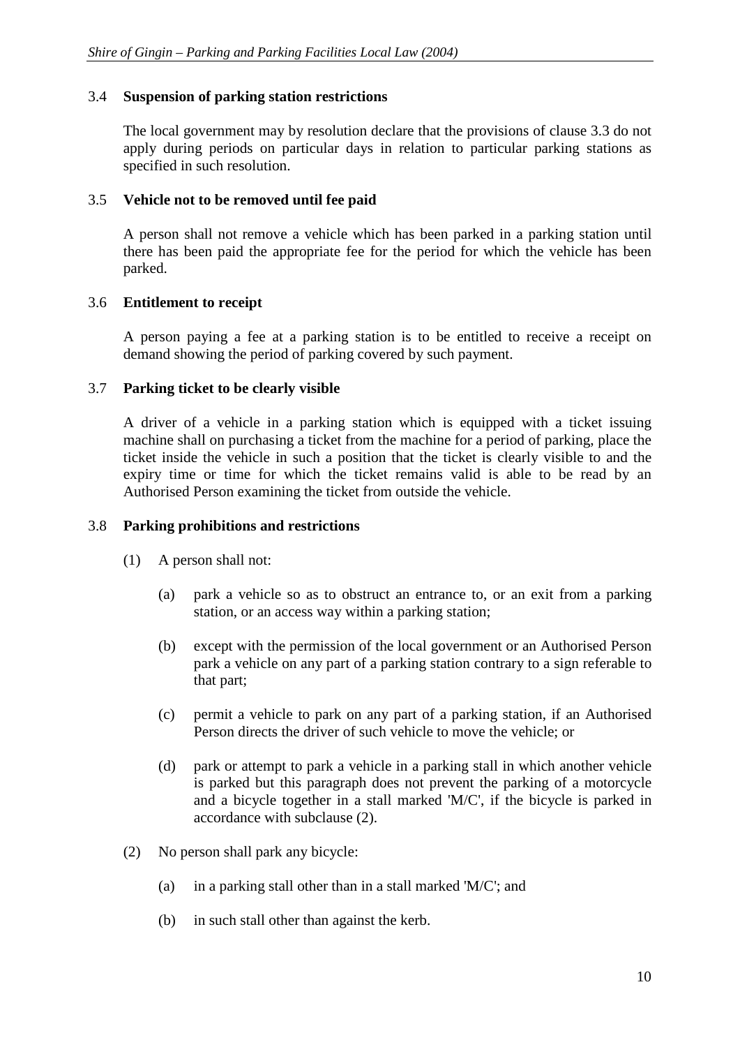### 3.4 Suspension of parking station restrictions

The local government may by resolution declare that the provisions of clause 3.3 do not apply during periods on particular days in relation to particular parking stations as specified in such resolution.

### 3.5 Vehicle not to be removed until fee paid

A person shall not remove a vehicle which has been parked in a parking station until there has been paid the appropriate fee for the period for which the vehicle has been parked.

### 3.6 Entitlement to receipt

A person paying a fee at a parking station is to be entitled to receive a receipt on demand showing the period of parking covered by such payment.

### 3.7 Parking ticket to be clearly visible

A driver of a vehicle in a parking station which is equipped with a ticket issuing machine shall on purchasing a ticket from the machine for a period of parking, place the ticket inside the vehicle in such a position that the ticket is clearly visible to and the expiry time or time for which the ticket remains valid is able to be read by an Authorised Person examining the ticket from outside the vehicle.

### 3.8 Parking prohibitions and restrictions

(1) A person shall not:

(a) park a vehicle so as to obstruct an entrance to, or an exit from a parking station, or an access way within a parking station;

(b) except with the permission of the local government or an Authorised Person park a vehicle on any part of a parking station contrary to a sign referable to that part;

(c) permit a vehicle to park on any part of a parking station, if an Authorised Person directs the driver of such vehicle to move the vehicle; or

(d) park or attempt to park a vehicle in a parking stall in which another vehicle is parked but this paragraph does not prevent the parking of a motorcycle and a bicycle together in a stall marked 'M/C', if the bicycle is parked in accordance with subclause (2).

(2) No person shall park any bicycle:

(a) in a parking stall other than in a stall marked 'M/C'; and

(b) in such stall other than against the kerb.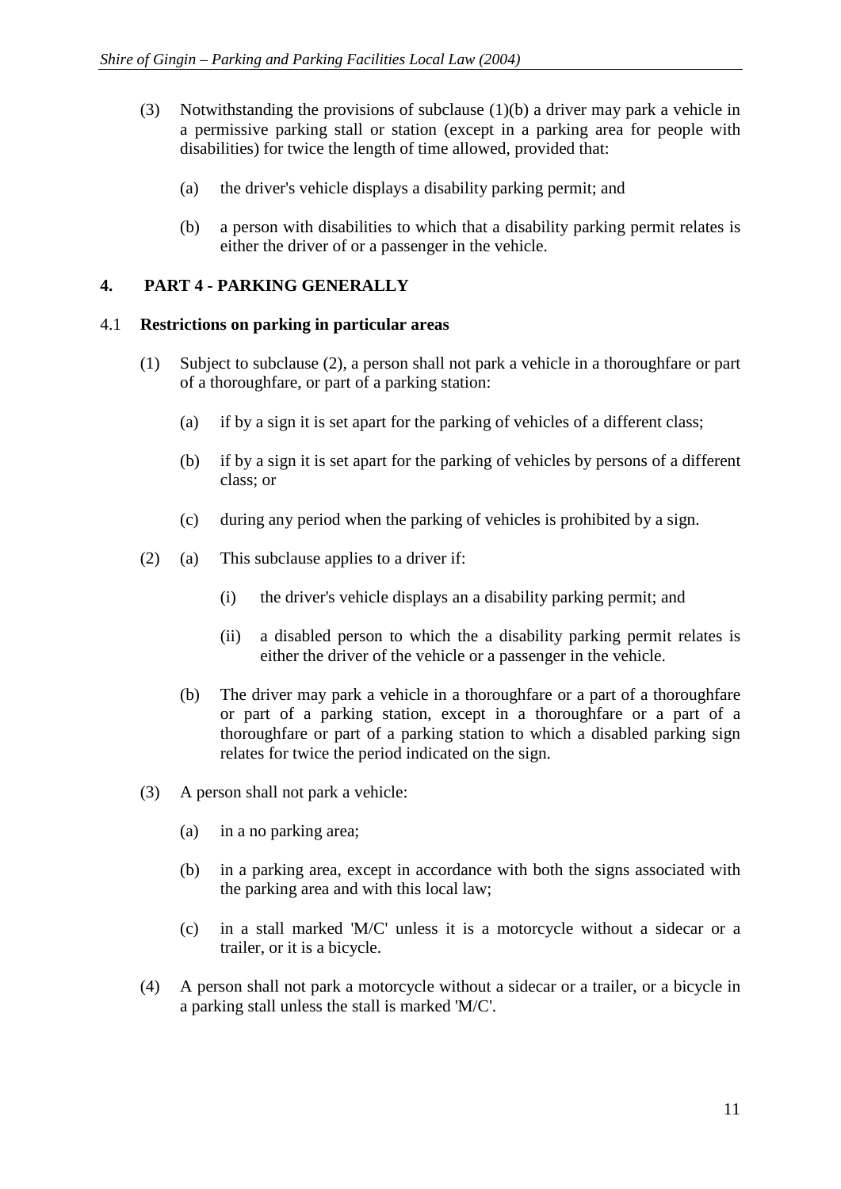(3) Notwithstanding the provisions of subclause (1)(b) a driver may park a vehicle in a permissive parking stall or station (except in a parking area for people with disabilities) for twice the length of time allowed, provided that:

  (a) the driver's vehicle displays a disability parking permit; and

  (b) a person with disabilities to which that a disability parking permit relates is either the driver of or a passenger in the vehicle.

## 4. PART 4 - PARKING GENERALLY

### 4.1 Restrictions on parking in particular areas

(1) Subject to subclause (2), a person shall not park a vehicle in a thoroughfare or part of a thoroughfare, or part of a parking station:

  (a) if by a sign it is set apart for the parking of vehicles of a different class;

  (b) if by a sign it is set apart for the parking of vehicles by persons of a different class; or

  (c) during any period when the parking of vehicles is prohibited by a sign.

(2) (a) This subclause applies to a driver if:

    (i) the driver's vehicle displays an a disability parking permit; and

    (ii) a disabled person to which the a disability parking permit relates is either the driver of the vehicle or a passenger in the vehicle.

  (b) The driver may park a vehicle in a thoroughfare or a part of a thoroughfare or part of a parking station, except in a thoroughfare or a part of a thoroughfare or part of a parking station to which a disabled parking sign relates for twice the period indicated on the sign.

(3) A person shall not park a vehicle:

  (a) in a no parking area;

  (b) in a parking area, except in accordance with both the signs associated with the parking area and with this local law;

  (c) in a stall marked 'M/C' unless it is a motorcycle without a sidecar or a trailer, or it is a bicycle.

(4) A person shall not park a motorcycle without a sidecar or a trailer, or a bicycle in a parking stall unless the stall is marked 'M/C'.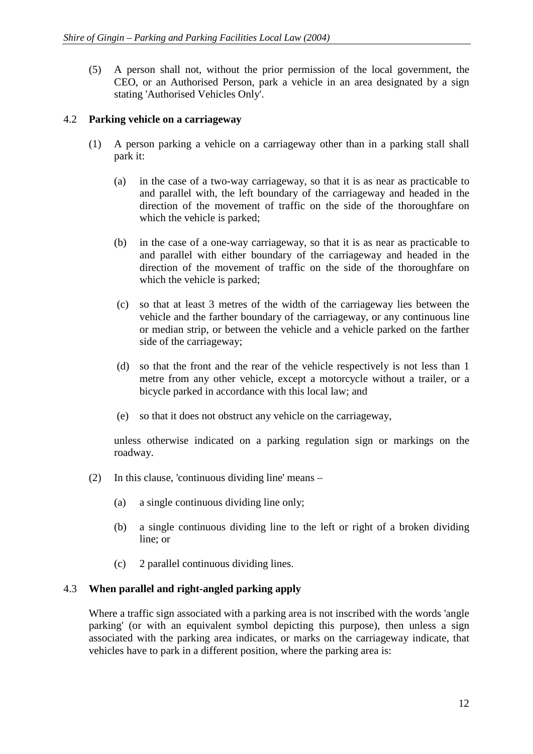(5) A person shall not, without the prior permission of the local government, the CEO, or an Authorised Person, park a vehicle in an area designated by a sign stating 'Authorised Vehicles Only'.

### 4.2 **Parking vehicle on a carriageway**

(1) A person parking a vehicle on a carriageway other than in a parking stall shall park it:

(a) in the case of a two-way carriageway, so that it is as near as practicable to and parallel with, the left boundary of the carriageway and headed in the direction of the movement of traffic on the side of the thoroughfare on which the vehicle is parked;

(b) in the case of a one-way carriageway, so that it is as near as practicable to and parallel with either boundary of the carriageway and headed in the direction of the movement of traffic on the side of the thoroughfare on which the vehicle is parked;

(c) so that at least 3 metres of the width of the carriageway lies between the vehicle and the farther boundary of the carriageway, or any continuous line or median strip, or between the vehicle and a vehicle parked on the farther side of the carriageway;

(d) so that the front and the rear of the vehicle respectively is not less than 1 metre from any other vehicle, except a motorcycle without a trailer, or a bicycle parked in accordance with this local law; and

(e) so that it does not obstruct any vehicle on the carriageway,

unless otherwise indicated on a parking regulation sign or markings on the roadway.

(2) In this clause, 'continuous dividing line' means –

(a) a single continuous dividing line only;

(b) a single continuous dividing line to the left or right of a broken dividing line; or

(c) 2 parallel continuous dividing lines.

### 4.3 **When parallel and right-angled parking apply**

Where a traffic sign associated with a parking area is not inscribed with the words 'angle parking' (or with an equivalent symbol depicting this purpose), then unless a sign associated with the parking area indicates, or marks on the carriageway indicate, that vehicles have to park in a different position, where the parking area is: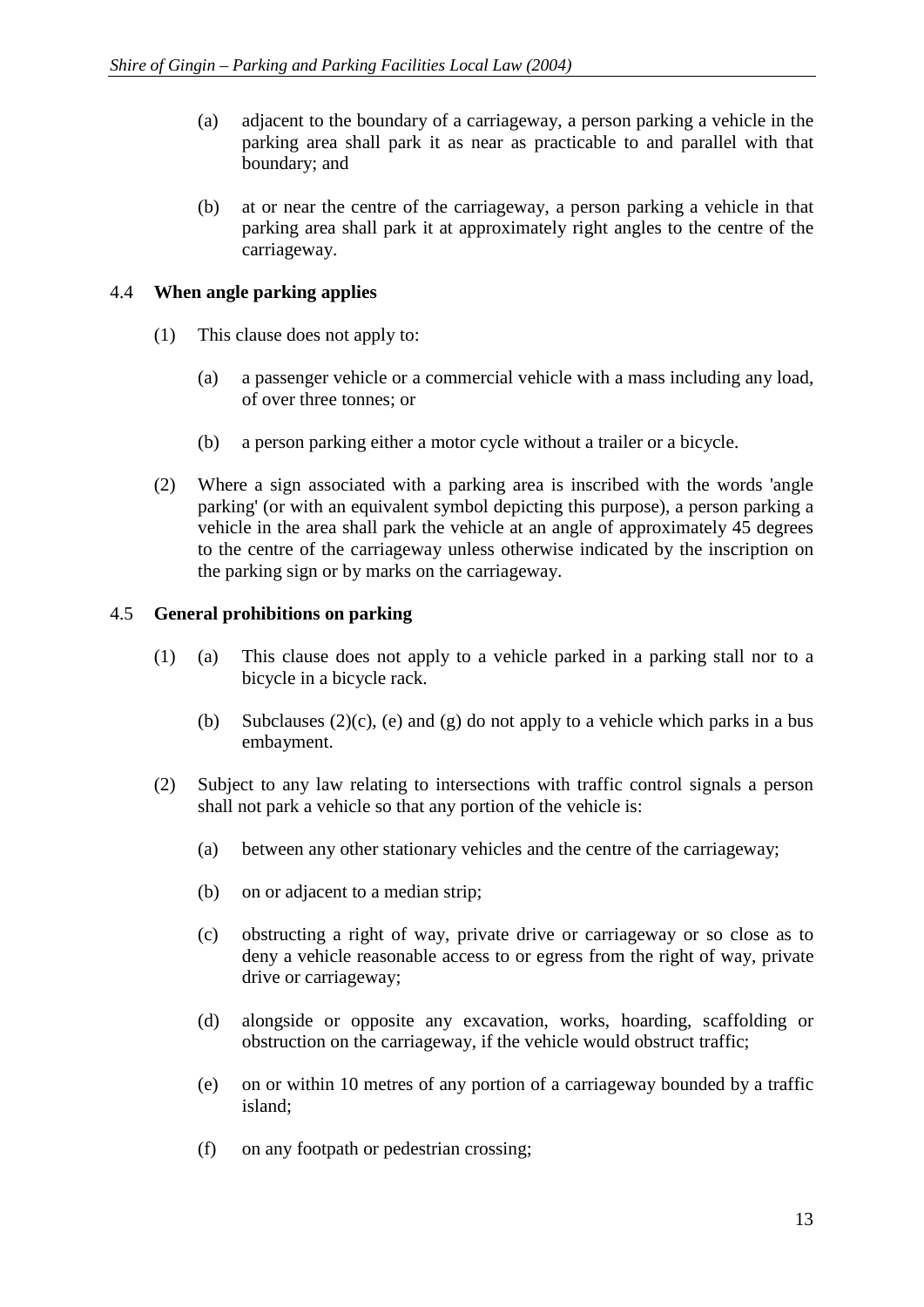(a) adjacent to the boundary of a carriageway, a person parking a vehicle in the parking area shall park it as near as practicable to and parallel with that boundary; and

(b) at or near the centre of the carriageway, a person parking a vehicle in that parking area shall park it at approximately right angles to the centre of the carriageway.

### 4.4 When angle parking applies

(1) This clause does not apply to:

(a) a passenger vehicle or a commercial vehicle with a mass including any load, of over three tonnes; or

(b) a person parking either a motor cycle without a trailer or a bicycle.

(2) Where a sign associated with a parking area is inscribed with the words 'angle parking' (or with an equivalent symbol depicting this purpose), a person parking a vehicle in the area shall park the vehicle at an angle of approximately 45 degrees to the centre of the carriageway unless otherwise indicated by the inscription on the parking sign or by marks on the carriageway.

### 4.5 General prohibitions on parking

(1) (a) This clause does not apply to a vehicle parked in a parking stall nor to a bicycle in a bicycle rack.

(b) Subclauses (2)(c), (e) and (g) do not apply to a vehicle which parks in a bus embayment.

(2) Subject to any law relating to intersections with traffic control signals a person shall not park a vehicle so that any portion of the vehicle is:

(a) between any other stationary vehicles and the centre of the carriageway;

(b) on or adjacent to a median strip;

(c) obstructing a right of way, private drive or carriageway or so close as to deny a vehicle reasonable access to or egress from the right of way, private drive or carriageway;

(d) alongside or opposite any excavation, works, hoarding, scaffolding or obstruction on the carriageway, if the vehicle would obstruct traffic;

(e) on or within 10 metres of any portion of a carriageway bounded by a traffic island;

(f) on any footpath or pedestrian crossing;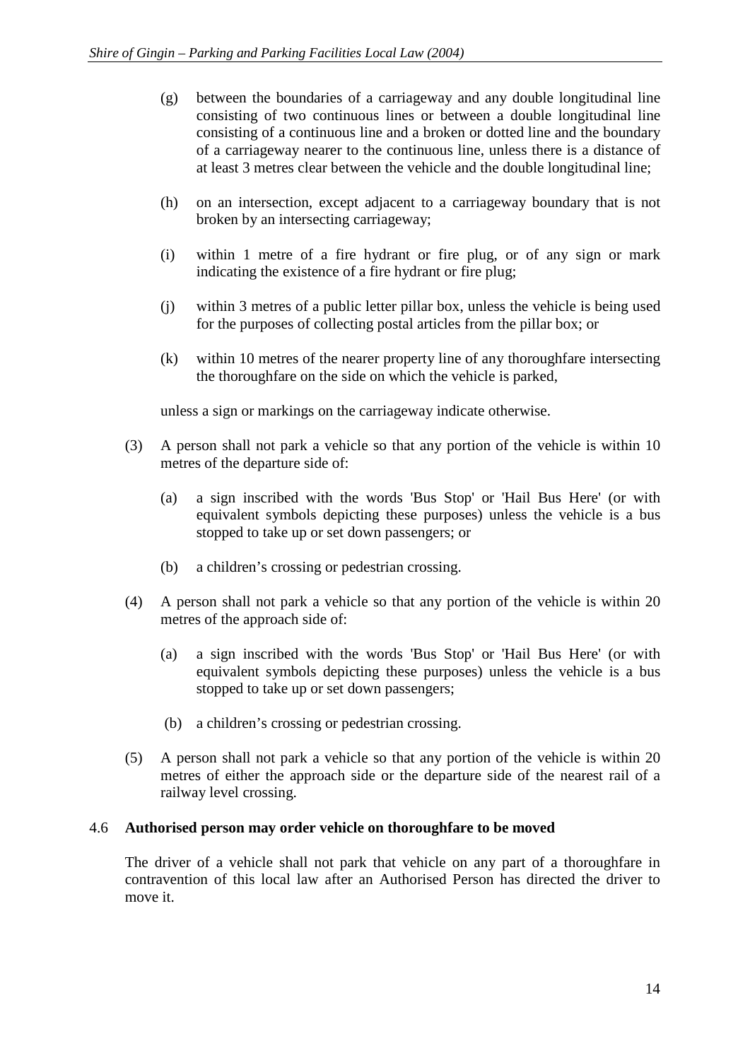(g) between the boundaries of a carriageway and any double longitudinal line consisting of two continuous lines or between a double longitudinal line consisting of a continuous line and a broken or dotted line and the boundary of a carriageway nearer to the continuous line, unless there is a distance of at least 3 metres clear between the vehicle and the double longitudinal line;

(h) on an intersection, except adjacent to a carriageway boundary that is not broken by an intersecting carriageway;

(i) within 1 metre of a fire hydrant or fire plug, or of any sign or mark indicating the existence of a fire hydrant or fire plug;

(j) within 3 metres of a public letter pillar box, unless the vehicle is being used for the purposes of collecting postal articles from the pillar box; or

(k) within 10 metres of the nearer property line of any thoroughfare intersecting the thoroughfare on the side on which the vehicle is parked,

unless a sign or markings on the carriageway indicate otherwise.

(3) A person shall not park a vehicle so that any portion of the vehicle is within 10 metres of the departure side of:

(a) a sign inscribed with the words 'Bus Stop' or 'Hail Bus Here' (or with equivalent symbols depicting these purposes) unless the vehicle is a bus stopped to take up or set down passengers; or

(b) a children's crossing or pedestrian crossing.

(4) A person shall not park a vehicle so that any portion of the vehicle is within 20 metres of the approach side of:

(a) a sign inscribed with the words 'Bus Stop' or 'Hail Bus Here' (or with equivalent symbols depicting these purposes) unless the vehicle is a bus stopped to take up or set down passengers;

(b) a children's crossing or pedestrian crossing.

(5) A person shall not park a vehicle so that any portion of the vehicle is within 20 metres of either the approach side or the departure side of the nearest rail of a railway level crossing.

### 4.6 Authorised person may order vehicle on thoroughfare to be moved

The driver of a vehicle shall not park that vehicle on any part of a thoroughfare in contravention of this local law after an Authorised Person has directed the driver to move it.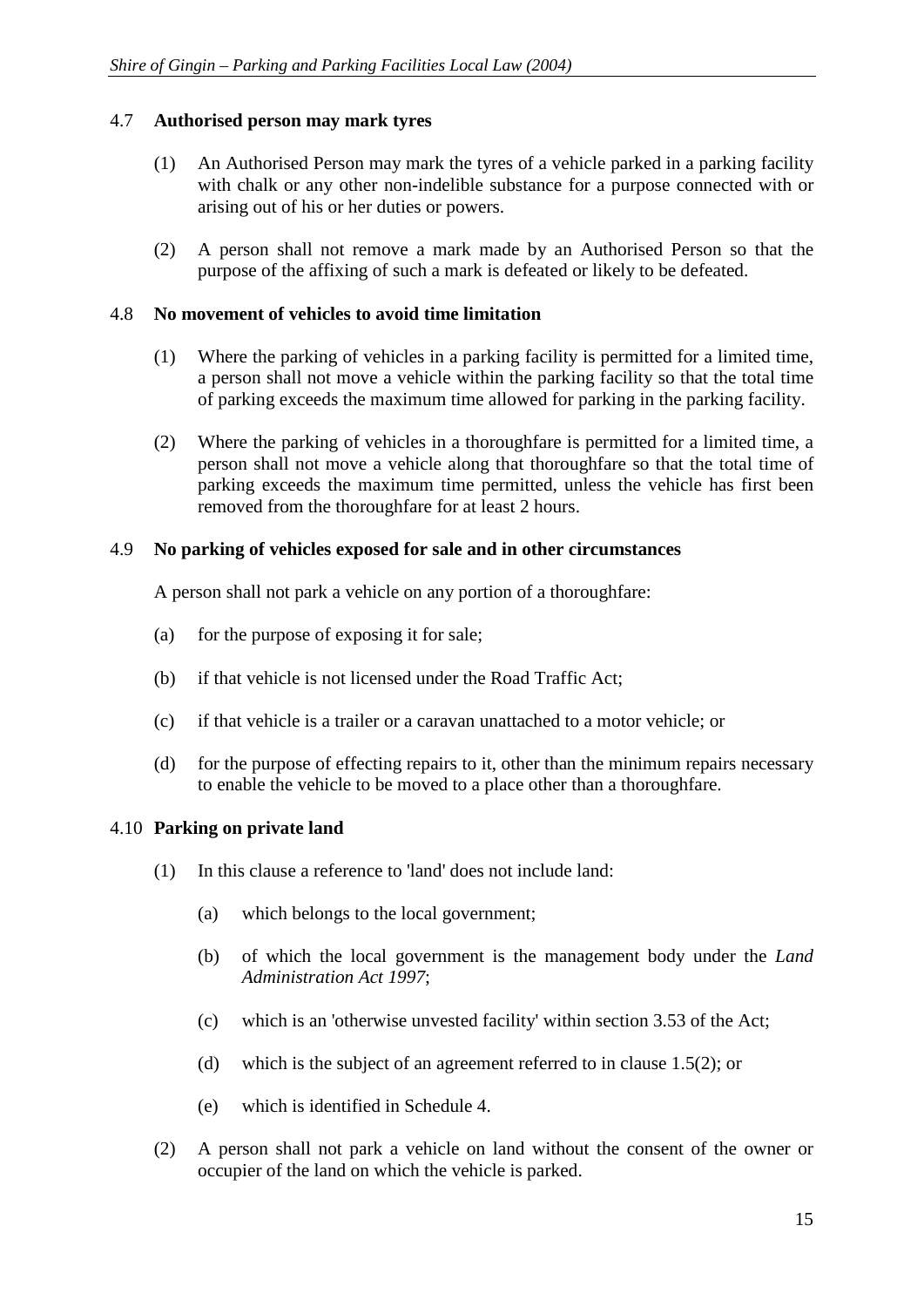### 4.7 Authorised person may mark tyres

(1) An Authorised Person may mark the tyres of a vehicle parked in a parking facility with chalk or any other non-indelible substance for a purpose connected with or arising out of his or her duties or powers.

(2) A person shall not remove a mark made by an Authorised Person so that the purpose of the affixing of such a mark is defeated or likely to be defeated.

### 4.8 No movement of vehicles to avoid time limitation

(1) Where the parking of vehicles in a parking facility is permitted for a limited time, a person shall not move a vehicle within the parking facility so that the total time of parking exceeds the maximum time allowed for parking in the parking facility.

(2) Where the parking of vehicles in a thoroughfare is permitted for a limited time, a person shall not move a vehicle along that thoroughfare so that the total time of parking exceeds the maximum time permitted, unless the vehicle has first been removed from the thoroughfare for at least 2 hours.

### 4.9 No parking of vehicles exposed for sale and in other circumstances

A person shall not park a vehicle on any portion of a thoroughfare:

(a) for the purpose of exposing it for sale;

(b) if that vehicle is not licensed under the Road Traffic Act;

(c) if that vehicle is a trailer or a caravan unattached to a motor vehicle; or

(d) for the purpose of effecting repairs to it, other than the minimum repairs necessary to enable the vehicle to be moved to a place other than a thoroughfare.

### 4.10 Parking on private land

(1) In this clause a reference to 'land' does not include land:

- (a) which belongs to the local government;
- (b) of which the local government is the management body under the *Land Administration Act 1997*;
- (c) which is an 'otherwise unvested facility' within section 3.53 of the Act;
- (d) which is the subject of an agreement referred to in clause 1.5(2); or
- (e) which is identified in Schedule 4.

(2) A person shall not park a vehicle on land without the consent of the owner or occupier of the land on which the vehicle is parked.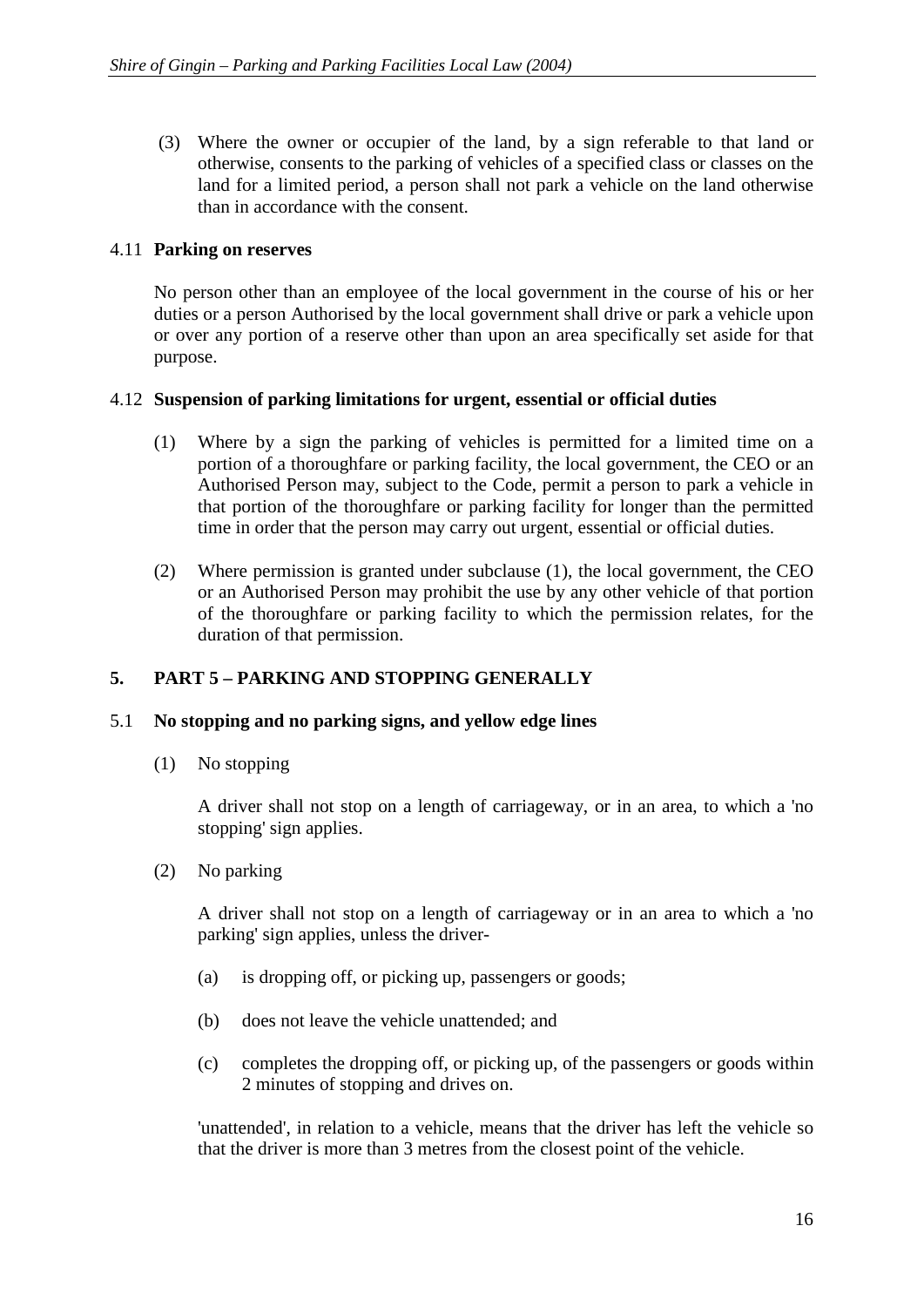(3) Where the owner or occupier of the land, by a sign referable to that land or otherwise, consents to the parking of vehicles of a specified class or classes on the land for a limited period, a person shall not park a vehicle on the land otherwise than in accordance with the consent.

### 4.11 Parking on reserves

No person other than an employee of the local government in the course of his or her duties or a person Authorised by the local government shall drive or park a vehicle upon or over any portion of a reserve other than upon an area specifically set aside for that purpose.

### 4.12 Suspension of parking limitations for urgent, essential or official duties

(1) Where by a sign the parking of vehicles is permitted for a limited time on a portion of a thoroughfare or parking facility, the local government, the CEO or an Authorised Person may, subject to the Code, permit a person to park a vehicle in that portion of the thoroughfare or parking facility for longer than the permitted time in order that the person may carry out urgent, essential or official duties.

(2) Where permission is granted under subclause (1), the local government, the CEO or an Authorised Person may prohibit the use by any other vehicle of that portion of the thoroughfare or parking facility to which the permission relates, for the duration of that permission.

## 5. PART 5 – PARKING AND STOPPING GENERALLY

### 5.1 No stopping and no parking signs, and yellow edge lines

(1) No stopping

A driver shall not stop on a length of carriageway, or in an area, to which a 'no stopping' sign applies.

(2) No parking

A driver shall not stop on a length of carriageway or in an area to which a 'no parking' sign applies, unless the driver-

(a) is dropping off, or picking up, passengers or goods;

(b) does not leave the vehicle unattended; and

(c) completes the dropping off, or picking up, of the passengers or goods within 2 minutes of stopping and drives on.

'unattended', in relation to a vehicle, means that the driver has left the vehicle so that the driver is more than 3 metres from the closest point of the vehicle.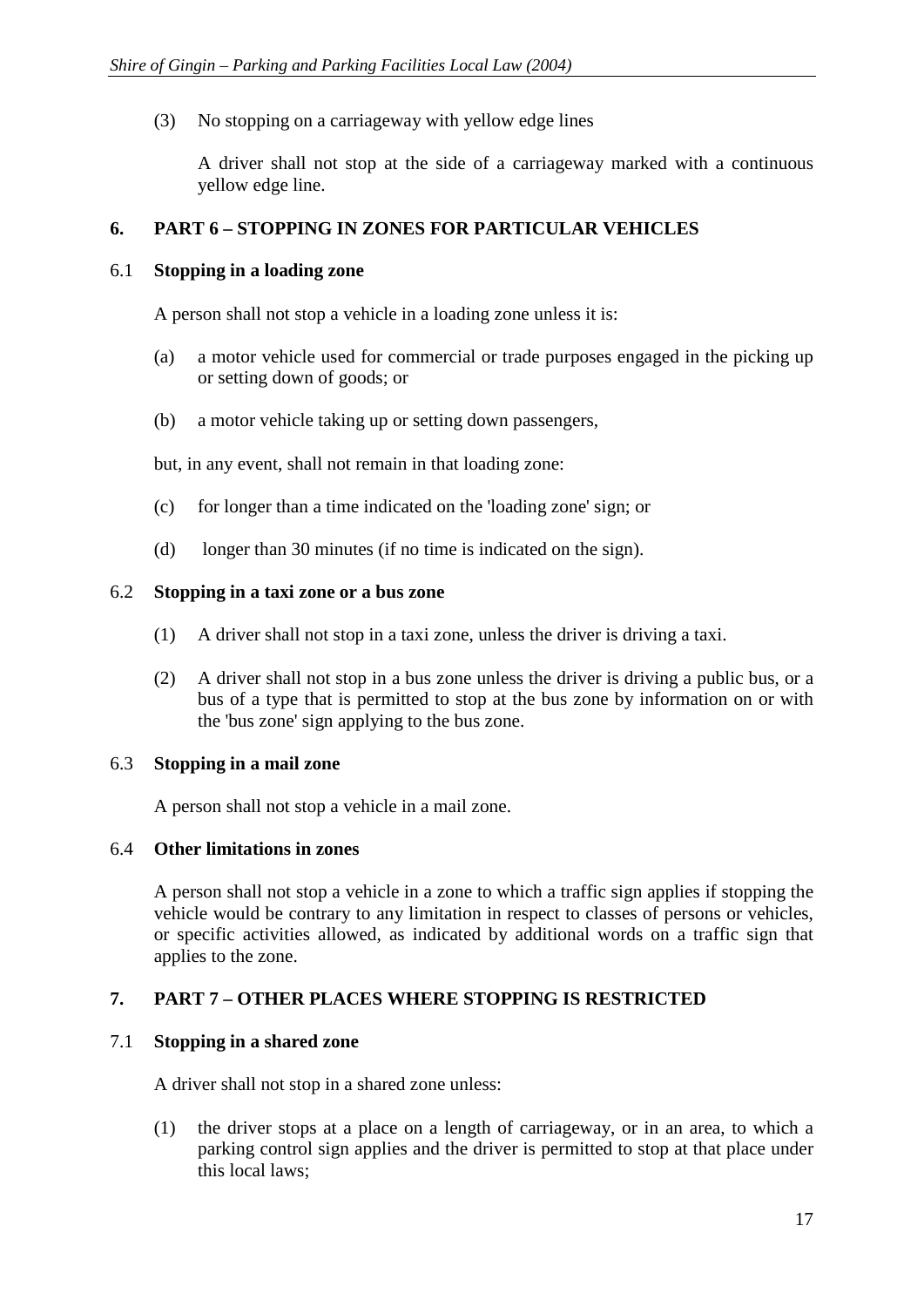(3) No stopping on a carriageway with yellow edge lines

A driver shall not stop at the side of a carriageway marked with a continuous yellow edge line.

## 6. PART 6 – STOPPING IN ZONES FOR PARTICULAR VEHICLES

### 6.1 Stopping in a loading zone

A person shall not stop a vehicle in a loading zone unless it is:

(a) a motor vehicle used for commercial or trade purposes engaged in the picking up or setting down of goods; or

(b) a motor vehicle taking up or setting down passengers,

but, in any event, shall not remain in that loading zone:

(c) for longer than a time indicated on the 'loading zone' sign; or

(d) longer than 30 minutes (if no time is indicated on the sign).

### 6.2 Stopping in a taxi zone or a bus zone

(1) A driver shall not stop in a taxi zone, unless the driver is driving a taxi.

(2) A driver shall not stop in a bus zone unless the driver is driving a public bus, or a bus of a type that is permitted to stop at the bus zone by information on or with the 'bus zone' sign applying to the bus zone.

### 6.3 Stopping in a mail zone

A person shall not stop a vehicle in a mail zone.

### 6.4 Other limitations in zones

A person shall not stop a vehicle in a zone to which a traffic sign applies if stopping the vehicle would be contrary to any limitation in respect to classes of persons or vehicles, or specific activities allowed, as indicated by additional words on a traffic sign that applies to the zone.

## 7. PART 7 – OTHER PLACES WHERE STOPPING IS RESTRICTED

### 7.1 Stopping in a shared zone

A driver shall not stop in a shared zone unless:

(1) the driver stops at a place on a length of carriageway, or in an area, to which a parking control sign applies and the driver is permitted to stop at that place under this local laws;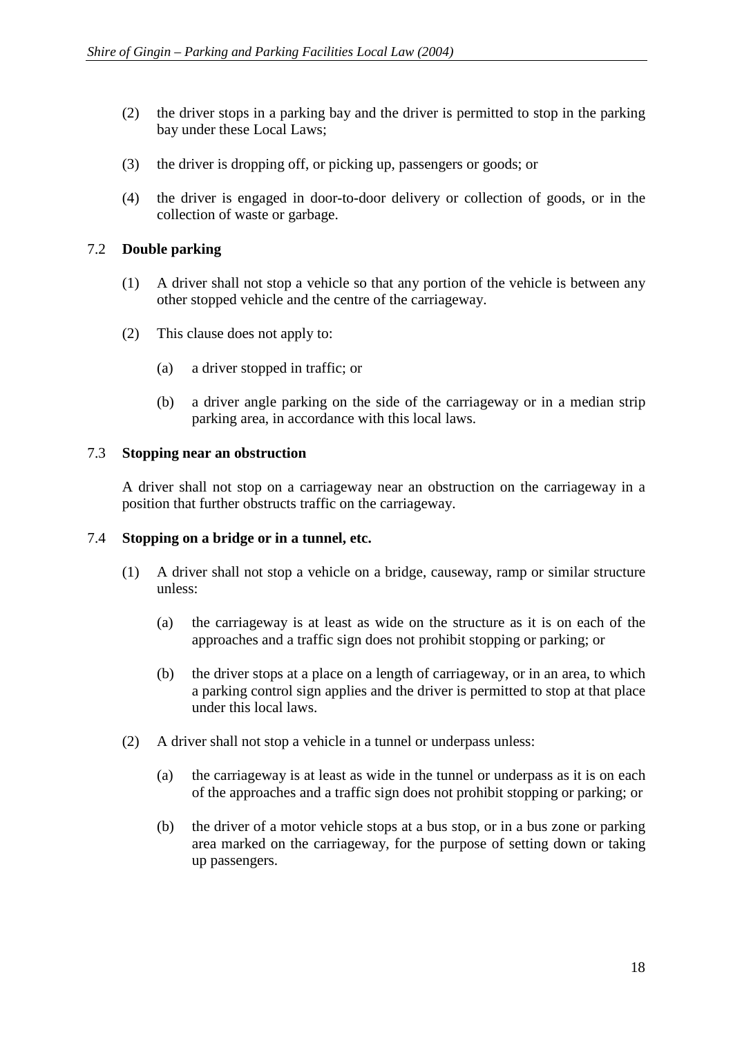(2) the driver stops in a parking bay and the driver is permitted to stop in the parking bay under these Local Laws;

(3) the driver is dropping off, or picking up, passengers or goods; or

(4) the driver is engaged in door-to-door delivery or collection of goods, or in the collection of waste or garbage.

### 7.2 **Double parking**

(1) A driver shall not stop a vehicle so that any portion of the vehicle is between any other stopped vehicle and the centre of the carriageway.

(2) This clause does not apply to:

(a) a driver stopped in traffic; or

(b) a driver angle parking on the side of the carriageway or in a median strip parking area, in accordance with this local laws.

### 7.3 **Stopping near an obstruction**

A driver shall not stop on a carriageway near an obstruction on the carriageway in a position that further obstructs traffic on the carriageway.

### 7.4 **Stopping on a bridge or in a tunnel, etc.**

(1) A driver shall not stop a vehicle on a bridge, causeway, ramp or similar structure unless:

(a) the carriageway is at least as wide on the structure as it is on each of the approaches and a traffic sign does not prohibit stopping or parking; or

(b) the driver stops at a place on a length of carriageway, or in an area, to which a parking control sign applies and the driver is permitted to stop at that place under this local laws.

(2) A driver shall not stop a vehicle in a tunnel or underpass unless:

(a) the carriageway is at least as wide in the tunnel or underpass as it is on each of the approaches and a traffic sign does not prohibit stopping or parking; or

(b) the driver of a motor vehicle stops at a bus stop, or in a bus zone or parking area marked on the carriageway, for the purpose of setting down or taking up passengers.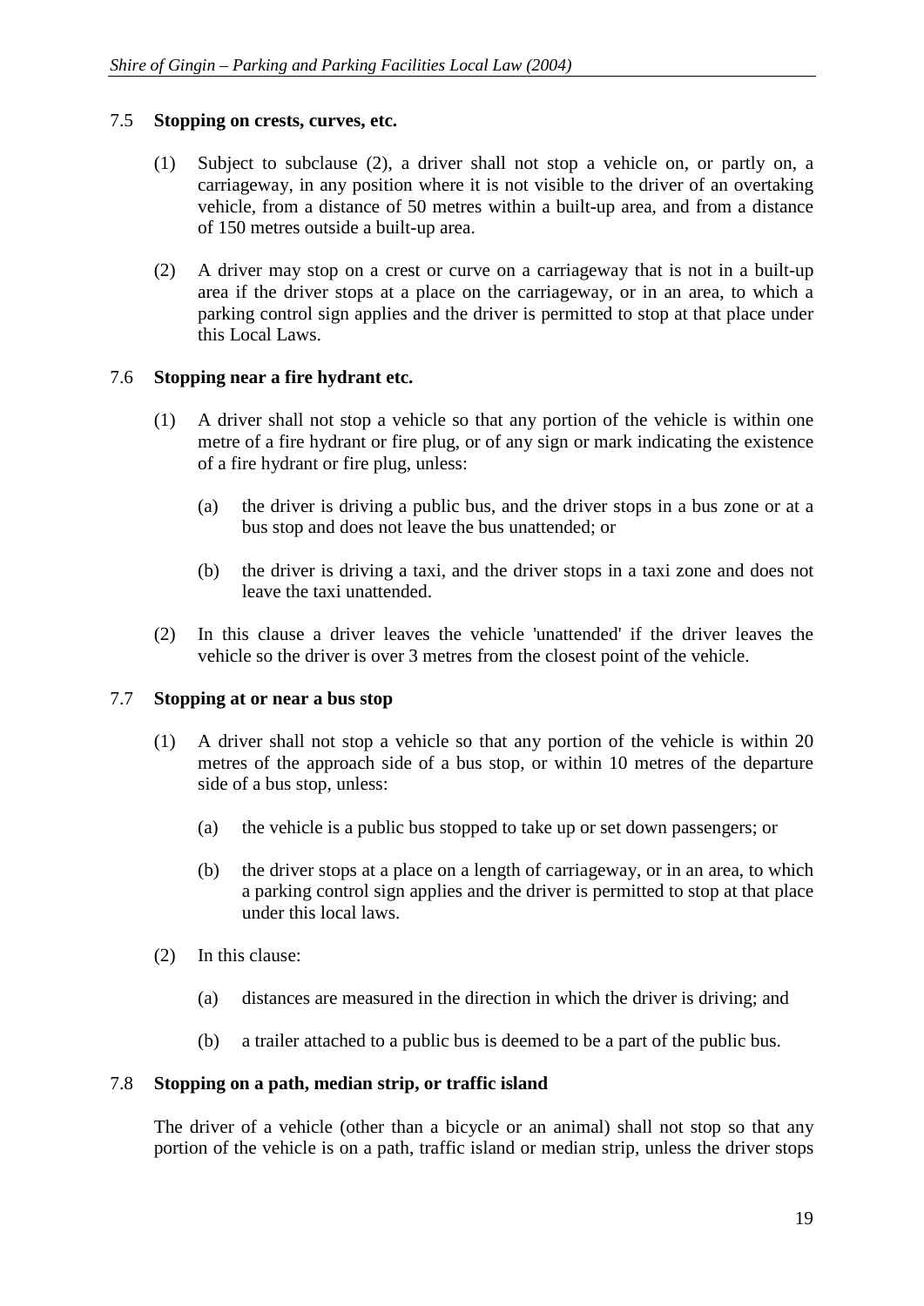### 7.5 Stopping on crests, curves, etc.

(1) Subject to subclause (2), a driver shall not stop a vehicle on, or partly on, a carriageway, in any position where it is not visible to the driver of an overtaking vehicle, from a distance of 50 metres within a built-up area, and from a distance of 150 metres outside a built-up area.

(2) A driver may stop on a crest or curve on a carriageway that is not in a built-up area if the driver stops at a place on the carriageway, or in an area, to which a parking control sign applies and the driver is permitted to stop at that place under this Local Laws.

### 7.6 Stopping near a fire hydrant etc.

(1) A driver shall not stop a vehicle so that any portion of the vehicle is within one metre of a fire hydrant or fire plug, or of any sign or mark indicating the existence of a fire hydrant or fire plug, unless:

(a) the driver is driving a public bus, and the driver stops in a bus zone or at a bus stop and does not leave the bus unattended; or

(b) the driver is driving a taxi, and the driver stops in a taxi zone and does not leave the taxi unattended.

(2) In this clause a driver leaves the vehicle 'unattended' if the driver leaves the vehicle so the driver is over 3 metres from the closest point of the vehicle.

### 7.7 Stopping at or near a bus stop

(1) A driver shall not stop a vehicle so that any portion of the vehicle is within 20 metres of the approach side of a bus stop, or within 10 metres of the departure side of a bus stop, unless:

(a) the vehicle is a public bus stopped to take up or set down passengers; or

(b) the driver stops at a place on a length of carriageway, or in an area, to which a parking control sign applies and the driver is permitted to stop at that place under this local laws.

(2) In this clause:

(a) distances are measured in the direction in which the driver is driving; and

(b) a trailer attached to a public bus is deemed to be a part of the public bus.

### 7.8 Stopping on a path, median strip, or traffic island

The driver of a vehicle (other than a bicycle or an animal) shall not stop so that any portion of the vehicle is on a path, traffic island or median strip, unless the driver stops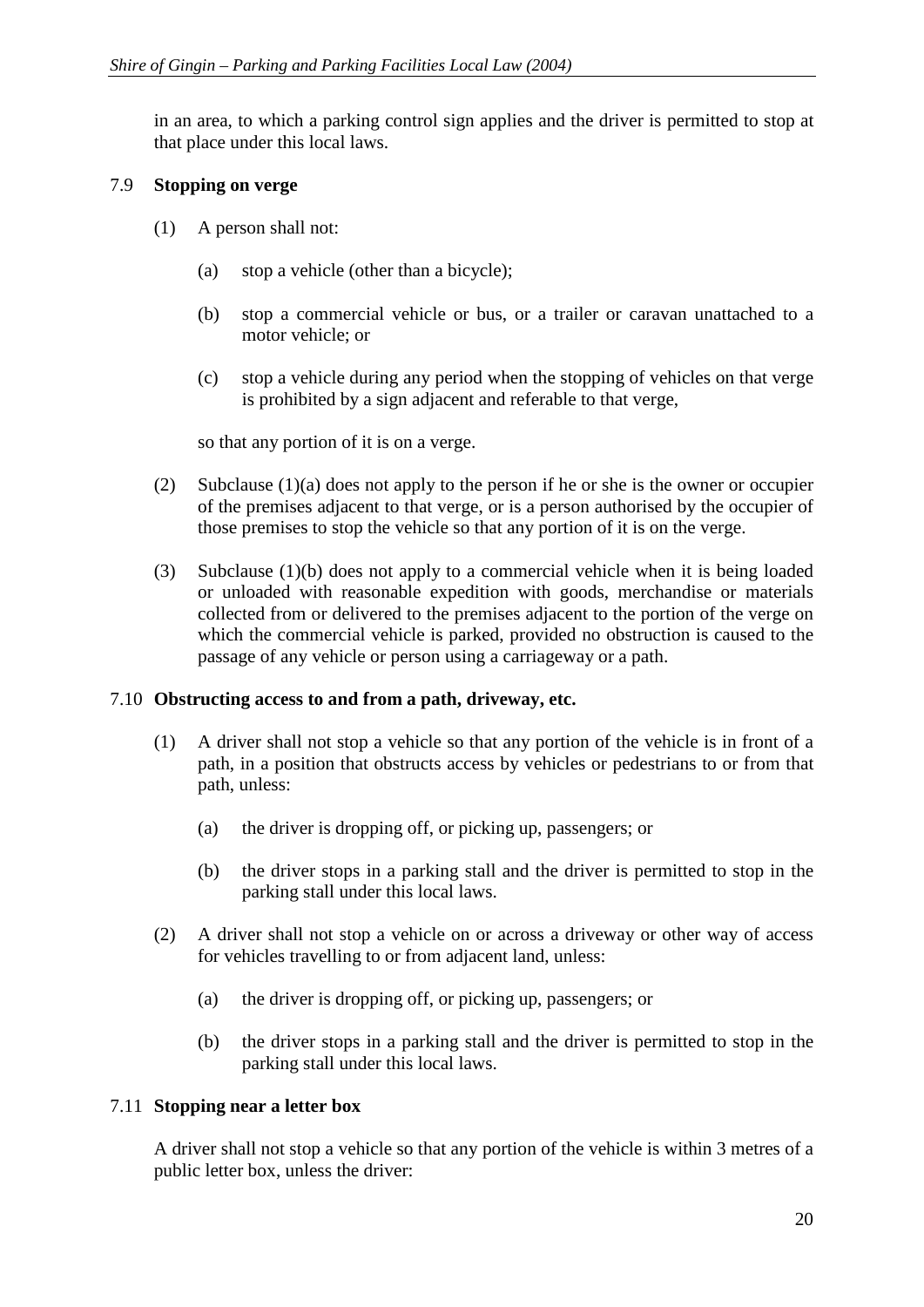in an area, to which a parking control sign applies and the driver is permitted to stop at that place under this local laws.

### 7.9 Stopping on verge

(1) A person shall not:

(a) stop a vehicle (other than a bicycle);

(b) stop a commercial vehicle or bus, or a trailer or caravan unattached to a motor vehicle; or

(c) stop a vehicle during any period when the stopping of vehicles on that verge is prohibited by a sign adjacent and referable to that verge,

so that any portion of it is on a verge.

(2) Subclause (1)(a) does not apply to the person if he or she is the owner or occupier of the premises adjacent to that verge, or is a person authorised by the occupier of those premises to stop the vehicle so that any portion of it is on the verge.

(3) Subclause (1)(b) does not apply to a commercial vehicle when it is being loaded or unloaded with reasonable expedition with goods, merchandise or materials collected from or delivered to the premises adjacent to the portion of the verge on which the commercial vehicle is parked, provided no obstruction is caused to the passage of any vehicle or person using a carriageway or a path.

### 7.10 Obstructing access to and from a path, driveway, etc.

(1) A driver shall not stop a vehicle so that any portion of the vehicle is in front of a path, in a position that obstructs access by vehicles or pedestrians to or from that path, unless:

(a) the driver is dropping off, or picking up, passengers; or

(b) the driver stops in a parking stall and the driver is permitted to stop in the parking stall under this local laws.

(2) A driver shall not stop a vehicle on or across a driveway or other way of access for vehicles travelling to or from adjacent land, unless:

(a) the driver is dropping off, or picking up, passengers; or

(b) the driver stops in a parking stall and the driver is permitted to stop in the parking stall under this local laws.

### 7.11 Stopping near a letter box

A driver shall not stop a vehicle so that any portion of the vehicle is within 3 metres of a public letter box, unless the driver: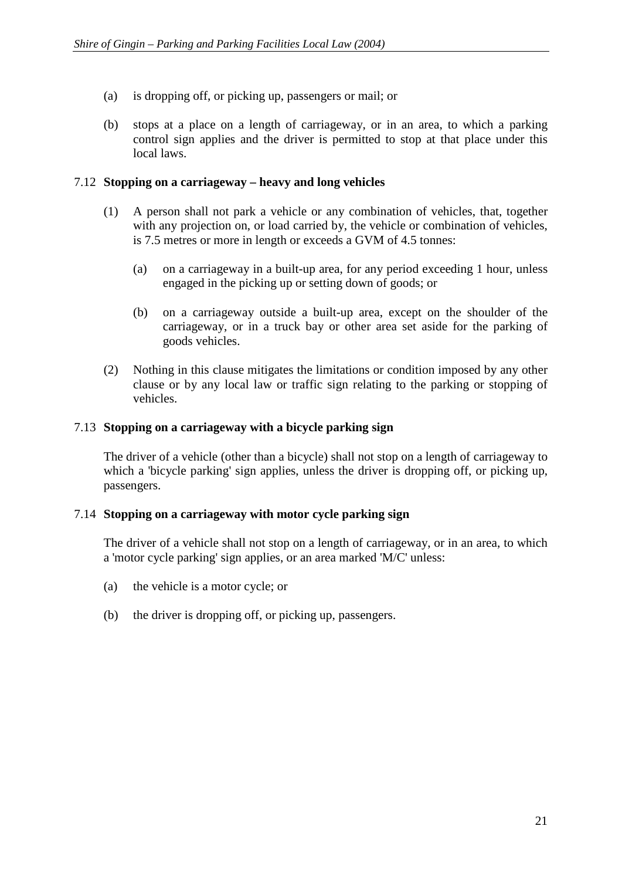(a) is dropping off, or picking up, passengers or mail; or

(b) stops at a place on a length of carriageway, or in an area, to which a parking control sign applies and the driver is permitted to stop at that place under this local laws.

### 7.12 Stopping on a carriageway – heavy and long vehicles

(1) A person shall not park a vehicle or any combination of vehicles, that, together with any projection on, or load carried by, the vehicle or combination of vehicles, is 7.5 metres or more in length or exceeds a GVM of 4.5 tonnes:

  (a) on a carriageway in a built-up area, for any period exceeding 1 hour, unless engaged in the picking up or setting down of goods; or

  (b) on a carriageway outside a built-up area, except on the shoulder of the carriageway, or in a truck bay or other area set aside for the parking of goods vehicles.

(2) Nothing in this clause mitigates the limitations or condition imposed by any other clause or by any local law or traffic sign relating to the parking or stopping of vehicles.

### 7.13 Stopping on a carriageway with a bicycle parking sign

The driver of a vehicle (other than a bicycle) shall not stop on a length of carriageway to which a 'bicycle parking' sign applies, unless the driver is dropping off, or picking up, passengers.

### 7.14 Stopping on a carriageway with motor cycle parking sign

The driver of a vehicle shall not stop on a length of carriageway, or in an area, to which a 'motor cycle parking' sign applies, or an area marked 'M/C' unless:

(a) the vehicle is a motor cycle; or

(b) the driver is dropping off, or picking up, passengers.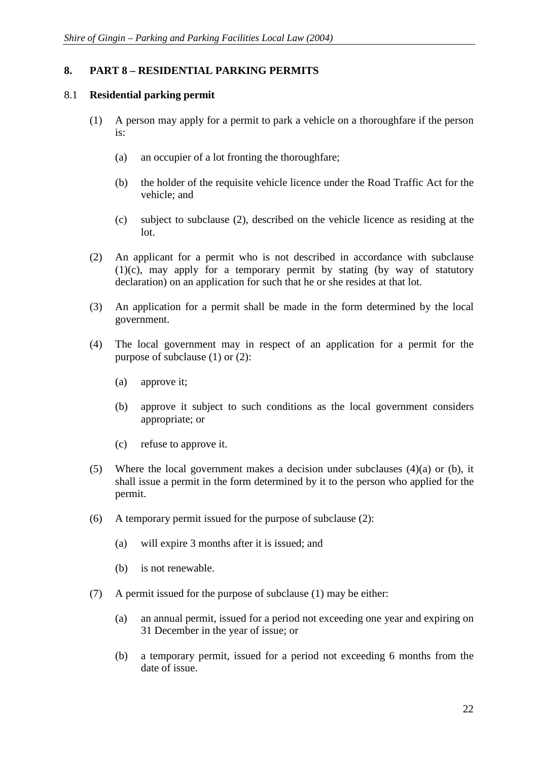## 8. PART 8 – RESIDENTIAL PARKING PERMITS

### 8.1 Residential parking permit

(1) A person may apply for a permit to park a vehicle on a thoroughfare if the person is:

  (a) an occupier of a lot fronting the thoroughfare;

  (b) the holder of the requisite vehicle licence under the Road Traffic Act for the vehicle; and

  (c) subject to subclause (2), described on the vehicle licence as residing at the lot.

(2) An applicant for a permit who is not described in accordance with subclause (1)(c), may apply for a temporary permit by stating (by way of statutory declaration) on an application for such that he or she resides at that lot.

(3) An application for a permit shall be made in the form determined by the local government.

(4) The local government may in respect of an application for a permit for the purpose of subclause (1) or (2):

  (a) approve it;

  (b) approve it subject to such conditions as the local government considers appropriate; or

  (c) refuse to approve it.

(5) Where the local government makes a decision under subclauses (4)(a) or (b), it shall issue a permit in the form determined by it to the person who applied for the permit.

(6) A temporary permit issued for the purpose of subclause (2):

  (a) will expire 3 months after it is issued; and

  (b) is not renewable.

(7) A permit issued for the purpose of subclause (1) may be either:

  (a) an annual permit, issued for a period not exceeding one year and expiring on 31 December in the year of issue; or

  (b) a temporary permit, issued for a period not exceeding 6 months from the date of issue.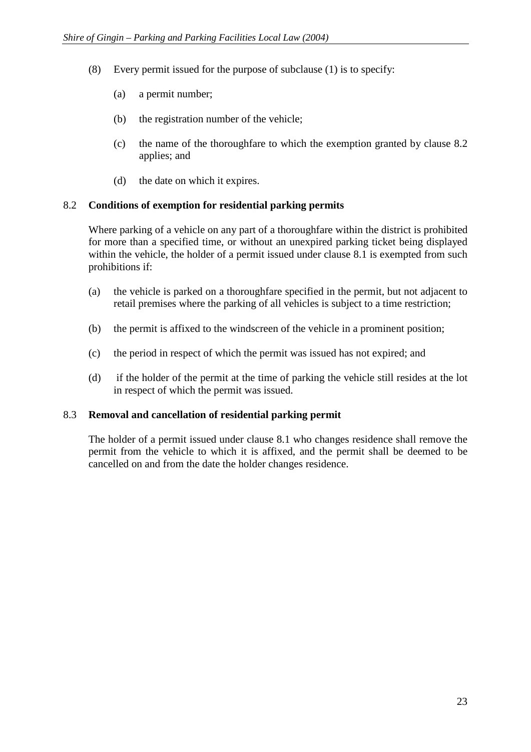(8) Every permit issued for the purpose of subclause (1) is to specify:

  (a) a permit number;

  (b) the registration number of the vehicle;

  (c) the name of the thoroughfare to which the exemption granted by clause 8.2 applies; and

  (d) the date on which it expires.

### 8.2 Conditions of exemption for residential parking permits

Where parking of a vehicle on any part of a thoroughfare within the district is prohibited for more than a specified time, or without an unexpired parking ticket being displayed within the vehicle, the holder of a permit issued under clause 8.1 is exempted from such prohibitions if:

(a) the vehicle is parked on a thoroughfare specified in the permit, but not adjacent to retail premises where the parking of all vehicles is subject to a time restriction;

(b) the permit is affixed to the windscreen of the vehicle in a prominent position;

(c) the period in respect of which the permit was issued has not expired; and

(d) if the holder of the permit at the time of parking the vehicle still resides at the lot in respect of which the permit was issued.

### 8.3 Removal and cancellation of residential parking permit

The holder of a permit issued under clause 8.1 who changes residence shall remove the permit from the vehicle to which it is affixed, and the permit shall be deemed to be cancelled on and from the date the holder changes residence.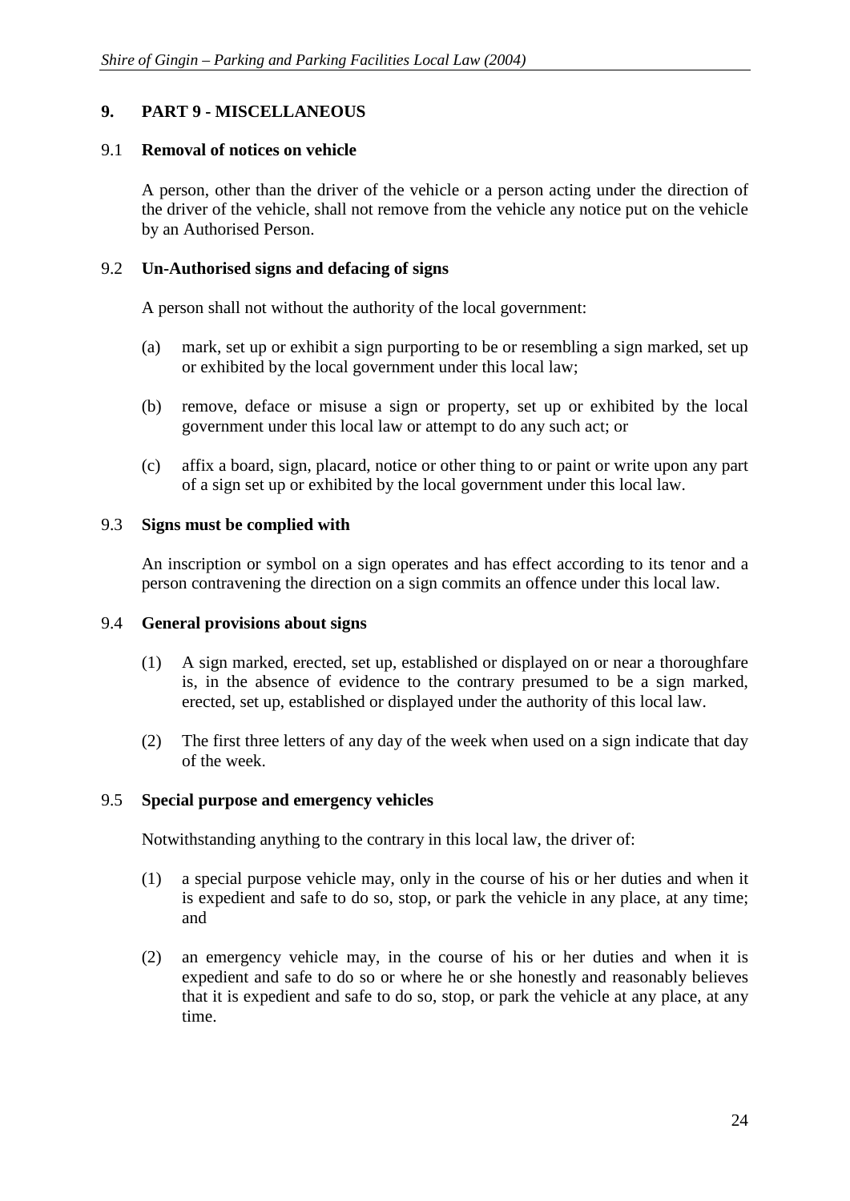## 9. PART 9 - MISCELLANEOUS

### 9.1 Removal of notices on vehicle

A person, other than the driver of the vehicle or a person acting under the direction of the driver of the vehicle, shall not remove from the vehicle any notice put on the vehicle by an Authorised Person.

### 9.2 Un-Authorised signs and defacing of signs

A person shall not without the authority of the local government:

(a) mark, set up or exhibit a sign purporting to be or resembling a sign marked, set up or exhibited by the local government under this local law;

(b) remove, deface or misuse a sign or property, set up or exhibited by the local government under this local law or attempt to do any such act; or

(c) affix a board, sign, placard, notice or other thing to or paint or write upon any part of a sign set up or exhibited by the local government under this local law.

### 9.3 Signs must be complied with

An inscription or symbol on a sign operates and has effect according to its tenor and a person contravening the direction on a sign commits an offence under this local law.

### 9.4 General provisions about signs

(1) A sign marked, erected, set up, established or displayed on or near a thoroughfare is, in the absence of evidence to the contrary presumed to be a sign marked, erected, set up, established or displayed under the authority of this local law.

(2) The first three letters of any day of the week when used on a sign indicate that day of the week.

### 9.5 Special purpose and emergency vehicles

Notwithstanding anything to the contrary in this local law, the driver of:

(1) a special purpose vehicle may, only in the course of his or her duties and when it is expedient and safe to do so, stop, or park the vehicle in any place, at any time; and

(2) an emergency vehicle may, in the course of his or her duties and when it is expedient and safe to do so or where he or she honestly and reasonably believes that it is expedient and safe to do so, stop, or park the vehicle at any place, at any time.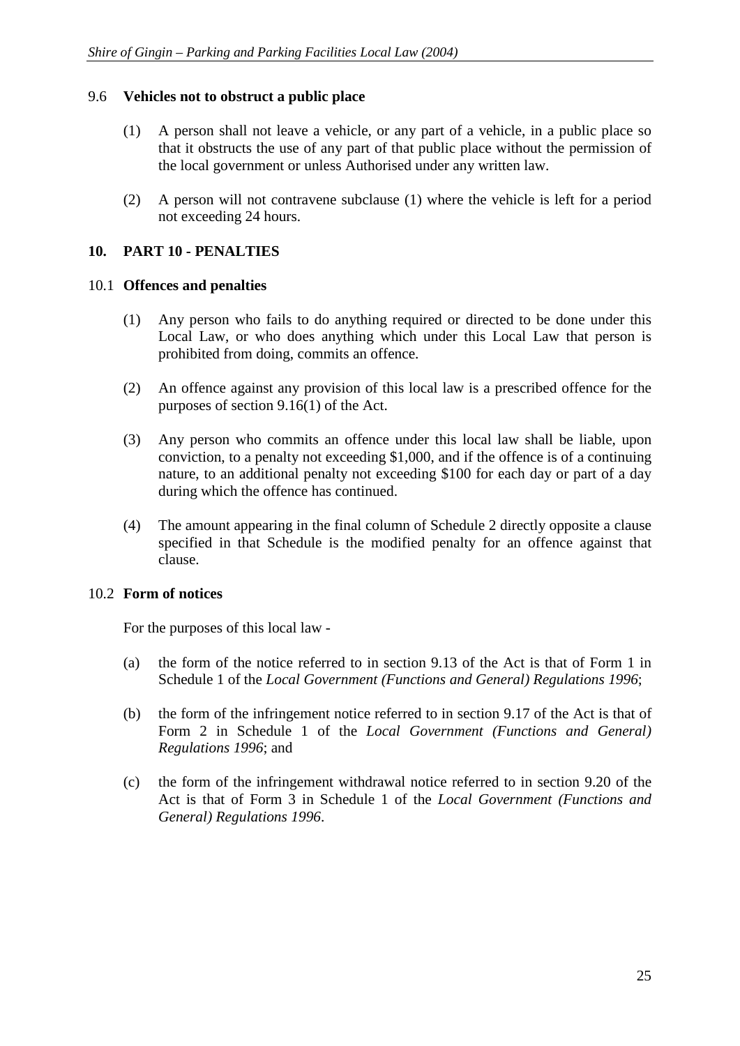### 9.6 Vehicles not to obstruct a public place

(1) A person shall not leave a vehicle, or any part of a vehicle, in a public place so that it obstructs the use of any part of that public place without the permission of the local government or unless Authorised under any written law.

(2) A person will not contravene subclause (1) where the vehicle is left for a period not exceeding 24 hours.

## 10. PART 10 - PENALTIES

### 10.1 Offences and penalties

(1) Any person who fails to do anything required or directed to be done under this Local Law, or who does anything which under this Local Law that person is prohibited from doing, commits an offence.

(2) An offence against any provision of this local law is a prescribed offence for the purposes of section 9.16(1) of the Act.

(3) Any person who commits an offence under this local law shall be liable, upon conviction, to a penalty not exceeding $1,000, and if the offence is of a continuing nature, to an additional penalty not exceeding $100 for each day or part of a day during which the offence has continued.

(4) The amount appearing in the final column of Schedule 2 directly opposite a clause specified in that Schedule is the modified penalty for an offence against that clause.

### 10.2 Form of notices

For the purposes of this local law -

(a) the form of the notice referred to in section 9.13 of the Act is that of Form 1 in Schedule 1 of the *Local Government (Functions and General) Regulations 1996*;

(b) the form of the infringement notice referred to in section 9.17 of the Act is that of Form 2 in Schedule 1 of the *Local Government (Functions and General) Regulations 1996*; and

(c) the form of the infringement withdrawal notice referred to in section 9.20 of the Act is that of Form 3 in Schedule 1 of the *Local Government (Functions and General) Regulations 1996*.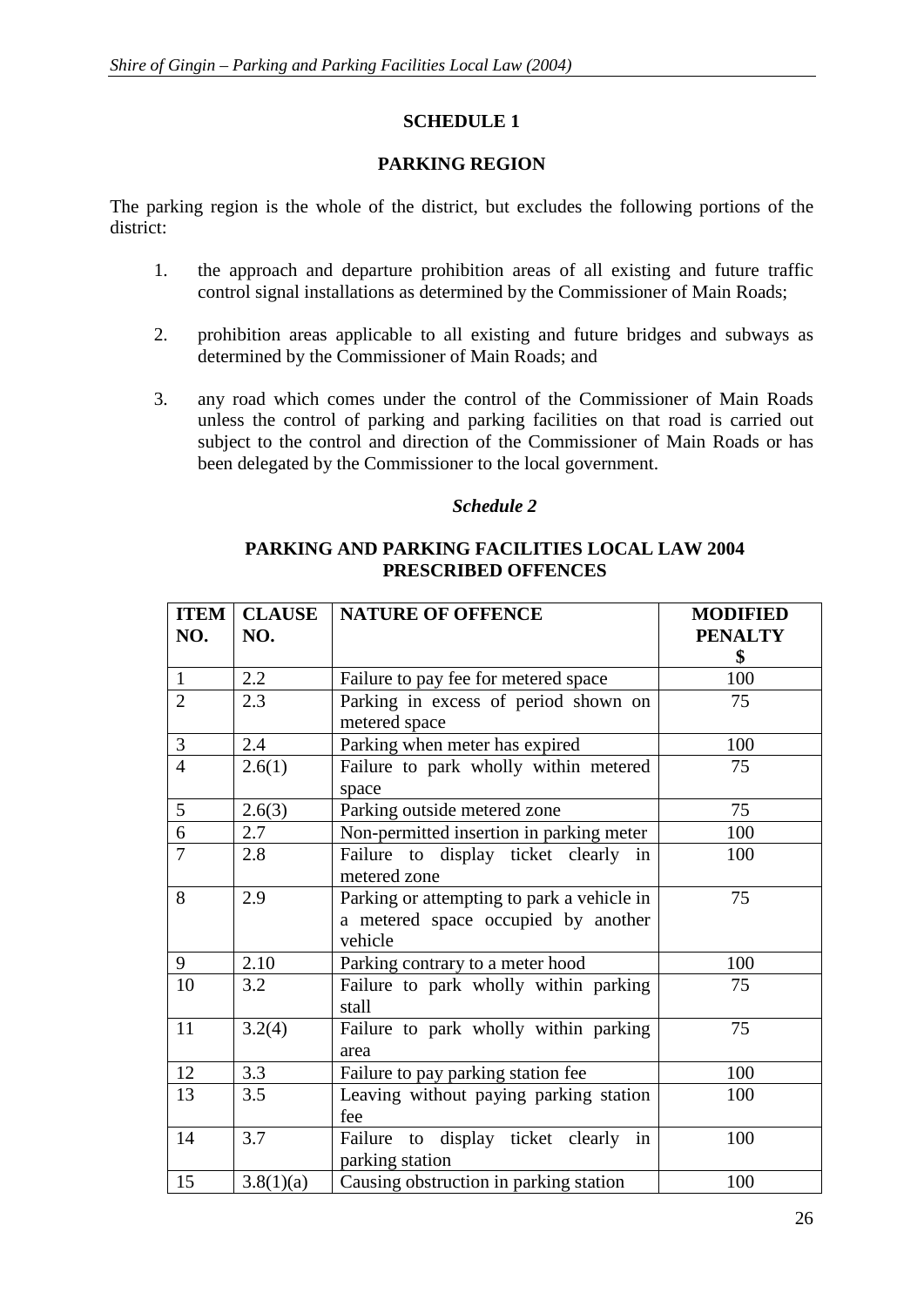## SCHEDULE 1

### PARKING REGION

The parking region is the whole of the district, but excludes the following portions of the district:

1. the approach and departure prohibition areas of all existing and future traffic control signal installations as determined by the Commissioner of Main Roads;

2. prohibition areas applicable to all existing and future bridges and subways as determined by the Commissioner of Main Roads; and

3. any road which comes under the control of the Commissioner of Main Roads unless the control of parking and parking facilities on that road is carried out subject to the control and direction of the Commissioner of Main Roads or has been delegated by the Commissioner to the local government.

## *Schedule 2*

### PARKING AND PARKING FACILITIES LOCAL LAW 2004 PRESCRIBED OFFENCES

| ITEM NO. | CLAUSE NO. | NATURE OF OFFENCE | MODIFIED PENALTY $ |
|---|---|---|---|
| 1 | 2.2 | Failure to pay fee for metered space | 100 |
| 2 | 2.3 | Parking in excess of period shown on metered space | 75 |
| 3 | 2.4 | Parking when meter has expired | 100 |
| 4 | 2.6(1) | Failure to park wholly within metered space | 75 |
| 5 | 2.6(3) | Parking outside metered zone | 75 |
| 6 | 2.7 | Non-permitted insertion in parking meter | 100 |
| 7 | 2.8 | Failure to display ticket clearly in metered zone | 100 |
| 8 | 2.9 | Parking or attempting to park a vehicle in a metered space occupied by another vehicle | 75 |
| 9 | 2.10 | Parking contrary to a meter hood | 100 |
| 10 | 3.2 | Failure to park wholly within parking stall | 75 |
| 11 | 3.2(4) | Failure to park wholly within parking area | 75 |
| 12 | 3.3 | Failure to pay parking station fee | 100 |
| 13 | 3.5 | Leaving without paying parking station fee | 100 |
| 14 | 3.7 | Failure to display ticket clearly in parking station | 100 |
| 15 | 3.8(1)(a) | Causing obstruction in parking station | 100 |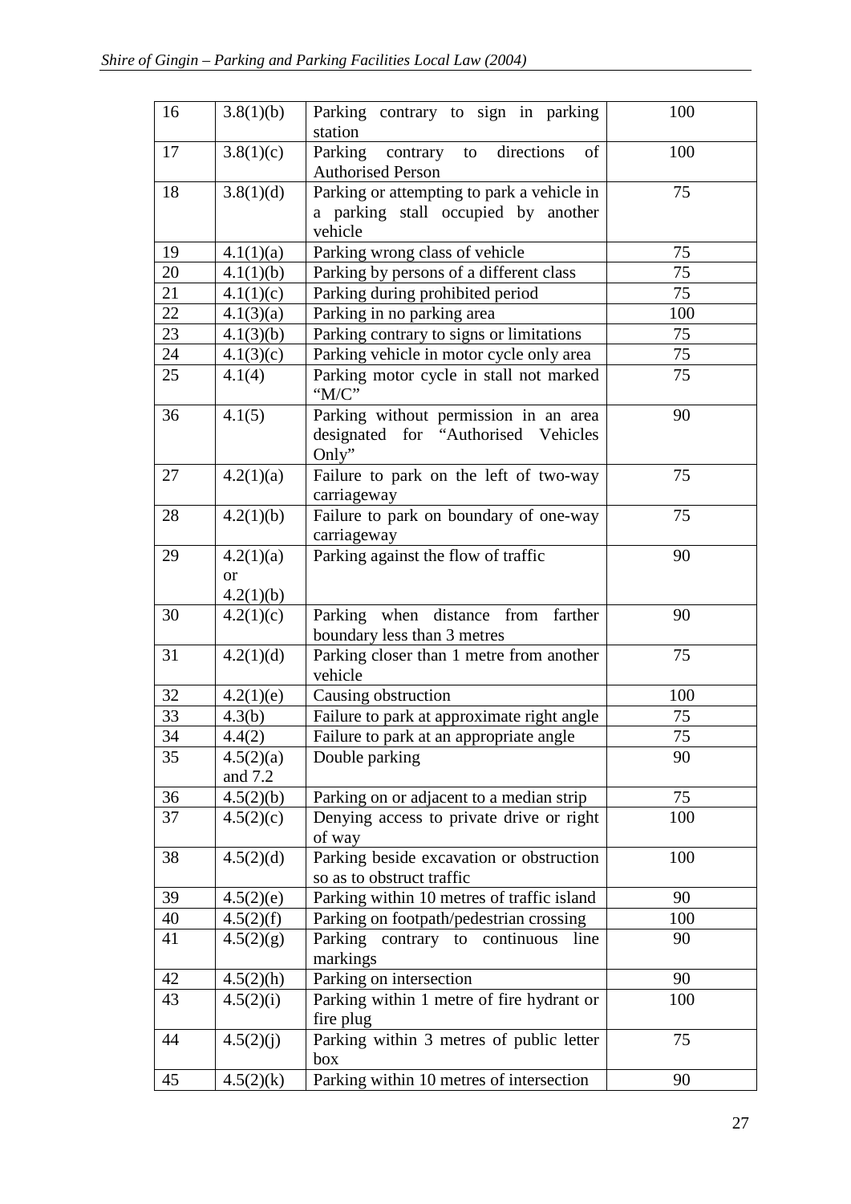| 16 | 3.8(1)(b) | Parking contrary to sign in parking station | 100 |
|---|---|---|---|
| 17 | 3.8(1)(c) | Parking contrary to directions of Authorised Person | 100 |
| 18 | 3.8(1)(d) | Parking or attempting to park a vehicle in a parking stall occupied by another vehicle | 75 |
| 19 | 4.1(1)(a) | Parking wrong class of vehicle | 75 |
| 20 | 4.1(1)(b) | Parking by persons of a different class | 75 |
| 21 | 4.1(1)(c) | Parking during prohibited period | 75 |
| 22 | 4.1(3)(a) | Parking in no parking area | 100 |
| 23 | 4.1(3)(b) | Parking contrary to signs or limitations | 75 |
| 24 | 4.1(3)(c) | Parking vehicle in motor cycle only area | 75 |
| 25 | 4.1(4) | Parking motor cycle in stall not marked "M/C" | 75 |
| 36 | 4.1(5) | Parking without permission in an area designated for "Authorised Vehicles Only" | 90 |
| 27 | 4.2(1)(a) | Failure to park on the left of two-way carriageway | 75 |
| 28 | 4.2(1)(b) | Failure to park on boundary of one-way carriageway | 75 |
| 29 | 4.2(1)(a) or 4.2(1)(b) | Parking against the flow of traffic | 90 |
| 30 | 4.2(1)(c) | Parking when distance from farther boundary less than 3 metres | 90 |
| 31 | 4.2(1)(d) | Parking closer than 1 metre from another vehicle | 75 |
| 32 | 4.2(1)(e) | Causing obstruction | 100 |
| 33 | 4.3(b) | Failure to park at approximate right angle | 75 |
| 34 | 4.4(2) | Failure to park at an appropriate angle | 75 |
| 35 | 4.5(2)(a) and 7.2 | Double parking | 90 |
| 36 | 4.5(2)(b) | Parking on or adjacent to a median strip | 75 |
| 37 | 4.5(2)(c) | Denying access to private drive or right of way | 100 |
| 38 | 4.5(2)(d) | Parking beside excavation or obstruction so as to obstruct traffic | 100 |
| 39 | 4.5(2)(e) | Parking within 10 metres of traffic island | 90 |
| 40 | 4.5(2)(f) | Parking on footpath/pedestrian crossing | 100 |
| 41 | 4.5(2)(g) | Parking contrary to continuous line markings | 90 |
| 42 | 4.5(2)(h) | Parking on intersection | 90 |
| 43 | 4.5(2)(i) | Parking within 1 metre of fire hydrant or fire plug | 100 |
| 44 | 4.5(2)(j) | Parking within 3 metres of public letter box | 75 |
| 45 | 4.5(2)(k) | Parking within 10 metres of intersection | 90 |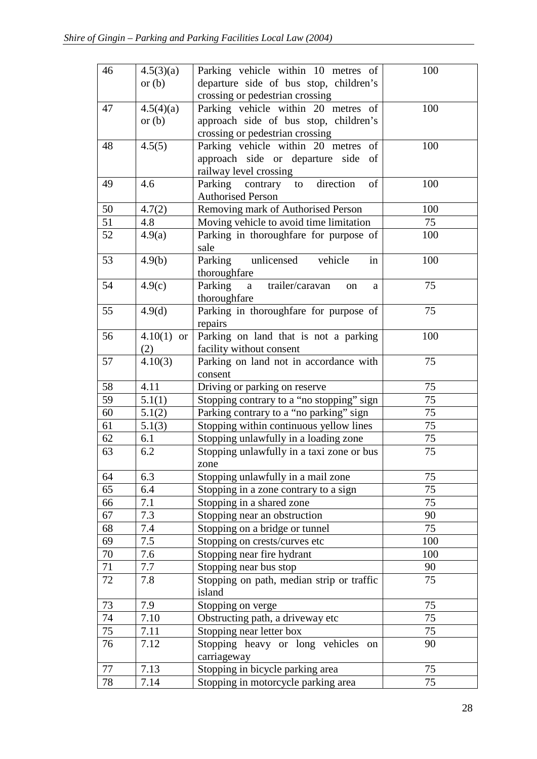| 46 | 4.5(3)(a) or (b) | Parking vehicle within 10 metres of departure side of bus stop, children's crossing or pedestrian crossing | 100 |
|---|---|---|---|
| 47 | 4.5(4)(a) or (b) | Parking vehicle within 20 metres of approach side of bus stop, children's crossing or pedestrian crossing | 100 |
| 48 | 4.5(5) | Parking vehicle within 20 metres of approach side or departure side of railway level crossing | 100 |
| 49 | 4.6 | Parking contrary to direction of Authorised Person | 100 |
| 50 | 4.7(2) | Removing mark of Authorised Person | 100 |
| 51 | 4.8 | Moving vehicle to avoid time limitation | 75 |
| 52 | 4.9(a) | Parking in thoroughfare for purpose of sale | 100 |
| 53 | 4.9(b) | Parking unlicensed vehicle in thoroughfare | 100 |
| 54 | 4.9(c) | Parking a trailer/caravan on a thoroughfare | 75 |
| 55 | 4.9(d) | Parking in thoroughfare for purpose of repairs | 75 |
| 56 | 4.10(1) or (2) | Parking on land that is not a parking facility without consent | 100 |
| 57 | 4.10(3) | Parking on land not in accordance with consent | 75 |
| 58 | 4.11 | Driving or parking on reserve | 75 |
| 59 | 5.1(1) | Stopping contrary to a "no stopping" sign | 75 |
| 60 | 5.1(2) | Parking contrary to a "no parking" sign | 75 |
| 61 | 5.1(3) | Stopping within continuous yellow lines | 75 |
| 62 | 6.1 | Stopping unlawfully in a loading zone | 75 |
| 63 | 6.2 | Stopping unlawfully in a taxi zone or bus zone | 75 |
| 64 | 6.3 | Stopping unlawfully in a mail zone | 75 |
| 65 | 6.4 | Stopping in a zone contrary to a sign | 75 |
| 66 | 7.1 | Stopping in a shared zone | 75 |
| 67 | 7.3 | Stopping near an obstruction | 90 |
| 68 | 7.4 | Stopping on a bridge or tunnel | 75 |
| 69 | 7.5 | Stopping on crests/curves etc | 100 |
| 70 | 7.6 | Stopping near fire hydrant | 100 |
| 71 | 7.7 | Stopping near bus stop | 90 |
| 72 | 7.8 | Stopping on path, median strip or traffic island | 75 |
| 73 | 7.9 | Stopping on verge | 75 |
| 74 | 7.10 | Obstructing path, a driveway etc | 75 |
| 75 | 7.11 | Stopping near letter box | 75 |
| 76 | 7.12 | Stopping heavy or long vehicles on carriageway | 90 |
| 77 | 7.13 | Stopping in bicycle parking area | 75 |
| 78 | 7.14 | Stopping in motorcycle parking area | 75 |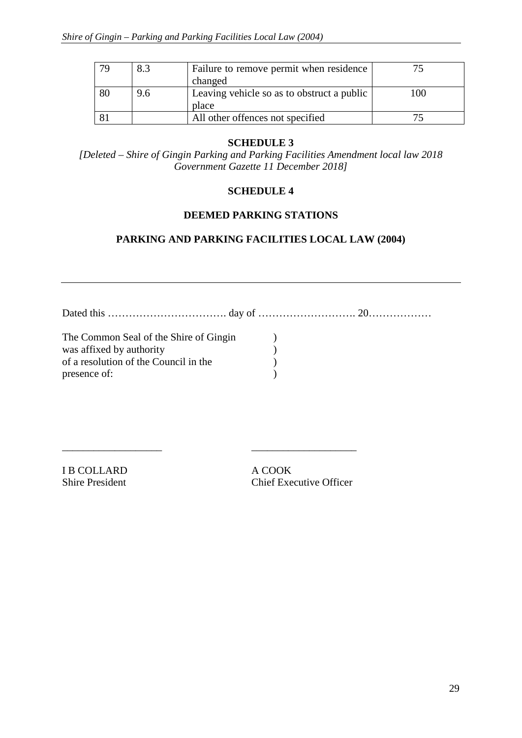| | | | |
|---|---|---|---|
| 79 | 8.3 | Failure to remove permit when residence changed | 75 |
| 80 | 9.6 | Leaving vehicle so as to obstruct a public place | 100 |
| 81 | | All other offences not specified | 75 |

**SCHEDULE 3**

*[Deleted – Shire of Gingin Parking and Parking Facilities Amendment local law 2018 Government Gazette 11 December 2018]*

**SCHEDULE 4**

**DEEMED PARKING STATIONS**

**PARKING AND PARKING FACILITIES LOCAL LAW (2004)**

---

Dated this ……………………………. day of ………………………. 20………………

The Common Seal of the Shire of Gingin )
was affixed by authority )
of a resolution of the Council in the )
presence of: )

\_\_\_\_\_\_\_\_\_\_\_\_\_\_\_\_\_\_ \_\_\_\_\_\_\_\_\_\_\_\_\_\_\_\_\_\_

I B COLLARD
Shire President

A COOK
Chief Executive Officer